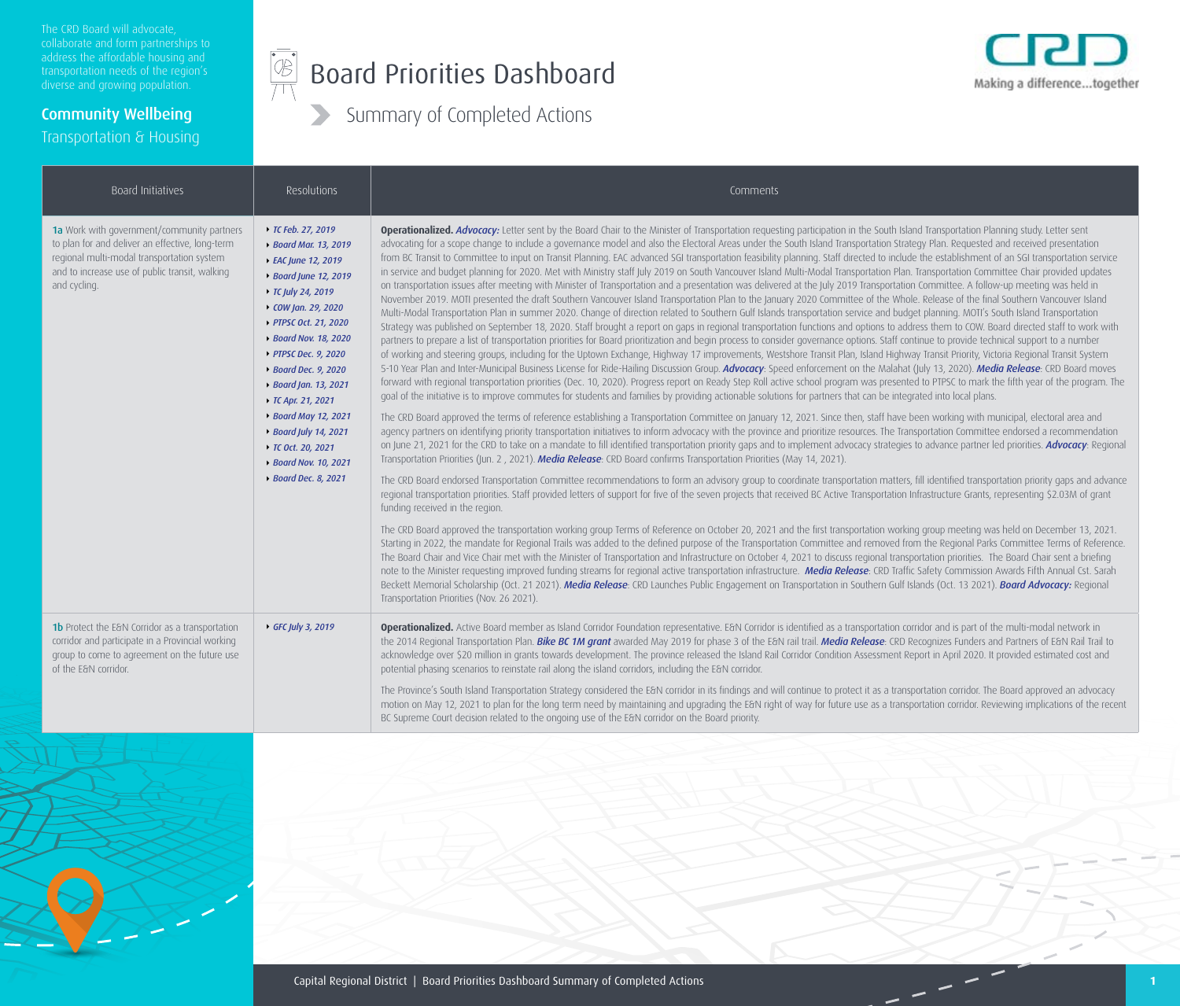The CRD Board will advocate, collaborate and form partnerships to address the affordable housing and transportation needs of the region's diverse and growing population.

## Community Wellbeing

Transportation & Housing

# Board Priorities Dashboard

## Summary of Completed Actions

CRD Making a difference...together

| Board Initiatives | Resolutions | Comments |
|---|---|---|
| **1a** Work with government/community partners to plan for and deliver an effective, long-term regional multi-modal transportation system and to increase use of public transit, walking and cycling. | *TC Feb. 27, 2019*<br>*Board Mar. 13, 2019*<br>*EAC June 12, 2019*<br>*Board June 12, 2019*<br>*TC July 24, 2019*<br>*COW Jan. 29, 2020*<br>*PTPSC Oct. 21, 2020*<br>*Board Nov. 18, 2020*<br>*PTPSC Dec. 9, 2020*<br>*Board Dec. 9, 2020*<br>*Board Jan. 13, 2021*<br>*TC Apr. 21, 2021*<br>*Board May 12, 2021*<br>*Board July 14, 2021*<br>*TC Oct. 20, 2021*<br>*Board Nov. 10, 2021*<br>*Board Dec. 8, 2021* | **Operationalized.** ***Advocacy:*** Letter sent by the Board Chair to the Minister of Transportation requesting participation in the South Island Transportation Planning study. Letter sent advocating for a scope change to include a governance model and also the Electoral Areas under the South Island Transportation Strategy Plan. Requested and received presentation from BC Transit to Committee to input on Transit Planning. EAC advanced SGI transportation feasibility planning. Staff directed to include the establishment of an SGI transportation service in service and budget planning for 2020. Met with Ministry staff July 2019 on South Vancouver Island Multi-Modal Transportation Plan. Transportation Committee Chair provided updates on transportation issues after meeting with Minister of Transportation and a presentation was delivered at the July 2019 Transportation Committee. A follow-up meeting was held in November 2019. MOTI presented the draft Southern Vancouver Island Transportation Plan to the January 2020 Committee of the Whole. Release of the final Southern Vancouver Island Multi-Modal Transportation Plan in summer 2020. Change of direction related to Southern Gulf Islands transportation service and budget planning. MOTI's South Island Transportation Strategy was published on September 18, 2020. Staff brought a report on gaps in regional transportation functions and options to address them to COW. Board directed staff to work with partners to prepare a list of transportation priorities for Board prioritization and begin process to consider governance options. Staff continue to provide technical support to a number of working and steering groups, including for the Uptown Exchange, Highway 17 improvements, Westshore Transit Plan, Island Highway Transit Priority, Victoria Regional Transit System 5-10 Year Plan and Inter-Municipal Business License for Ride-Hailing Discussion Group. ***Advocacy***: Speed enforcement on the Malahat (July 13, 2020). ***Media Release***: CRD Board moves forward with regional transportation priorities (Dec. 10, 2020). Progress report on Ready Step Roll active school program was presented to PTPSC to mark the fifth year of the program. The goal of the initiative is to improve commutes for students and families by providing actionable solutions for partners that can be integrated into local plans.<br><br>The CRD Board approved the terms of reference establishing a Transportation Committee on January 12, 2021. Since then, staff have been working with municipal, electoral area and agency partners on identifying priority transportation initiatives to inform advocacy with the province and prioritize resources. The Transportation Committee endorsed a recommendation on June 21, 2021 for the CRD to take on a mandate to fill identified transportation priority gaps and to implement advocacy strategies to advance partner led priorities. ***Advocacy***: Regional Transportation Priorities (Jun. 2 , 2021). ***Media Release***: CRD Board confirms Transportation Priorities (May 14, 2021).<br><br>The CRD Board endorsed Transportation Committee recommendations to form an advisory group to coordinate transportation matters, fill identified transportation priority gaps and advance regional transportation priorities. Staff provided letters of support for five of the seven projects that received BC Active Transportation Infrastructure Grants, representing $2.03M of grant funding received in the region.<br><br>The CRD Board approved the transportation working group Terms of Reference on October 20, 2021 and the first transportation working group meeting was held on December 13, 2021. Starting in 2022, the mandate for Regional Trails was added to the defined purpose of the Transportation Committee and removed from the Regional Parks Committee Terms of Reference. The Board Chair and Vice Chair met with the Minister of Transportation and Infrastructure on October 4, 2021 to discuss regional transportation priorities. The Board Chair sent a briefing note to the Minister requesting improved funding streams for regional active transportation infrastructure. ***Media Release***: CRD Traffic Safety Commission Awards Fifth Annual Cst. Sarah Beckett Memorial Scholarship (Oct. 21 2021). ***Media Release***: CRD Launches Public Engagement on Transportation in Southern Gulf Islands (Oct. 13 2021). ***Board Advocacy:*** Regional Transportation Priorities (Nov. 26 2021). |
| **1b** Protect the E&N Corridor as a transportation corridor and participate in a Provincial working group to come to agreement on the future use of the E&N corridor. | *GFC July 3, 2019* | **Operationalized.** Active Board member as Island Corridor Foundation representative. E&N Corridor is identified as a transportation corridor and is part of the multi-modal network in the 2014 Regional Transportation Plan. ***Bike BC 1M grant*** awarded May 2019 for phase 3 of the E&N rail trail. ***Media Release***: CRD Recognizes Funders and Partners of E&N Rail Trail to acknowledge over $20 million in grants towards development. The province released the Island Rail Corridor Condition Assessment Report in April 2020. It provided estimated cost and potential phasing scenarios to reinstate rail along the island corridors, including the E&N corridor.<br><br>The Province's South Island Transportation Strategy considered the E&N corridor in its findings and will continue to protect it as a transportation corridor. The Board approved an advocacy motion on May 12, 2021 to plan for the long term need by maintaining and upgrading the E&N right of way for future use as a transportation corridor. Reviewing implications of the recent BC Supreme Court decision related to the ongoing use of the E&N corridor on the Board priority. |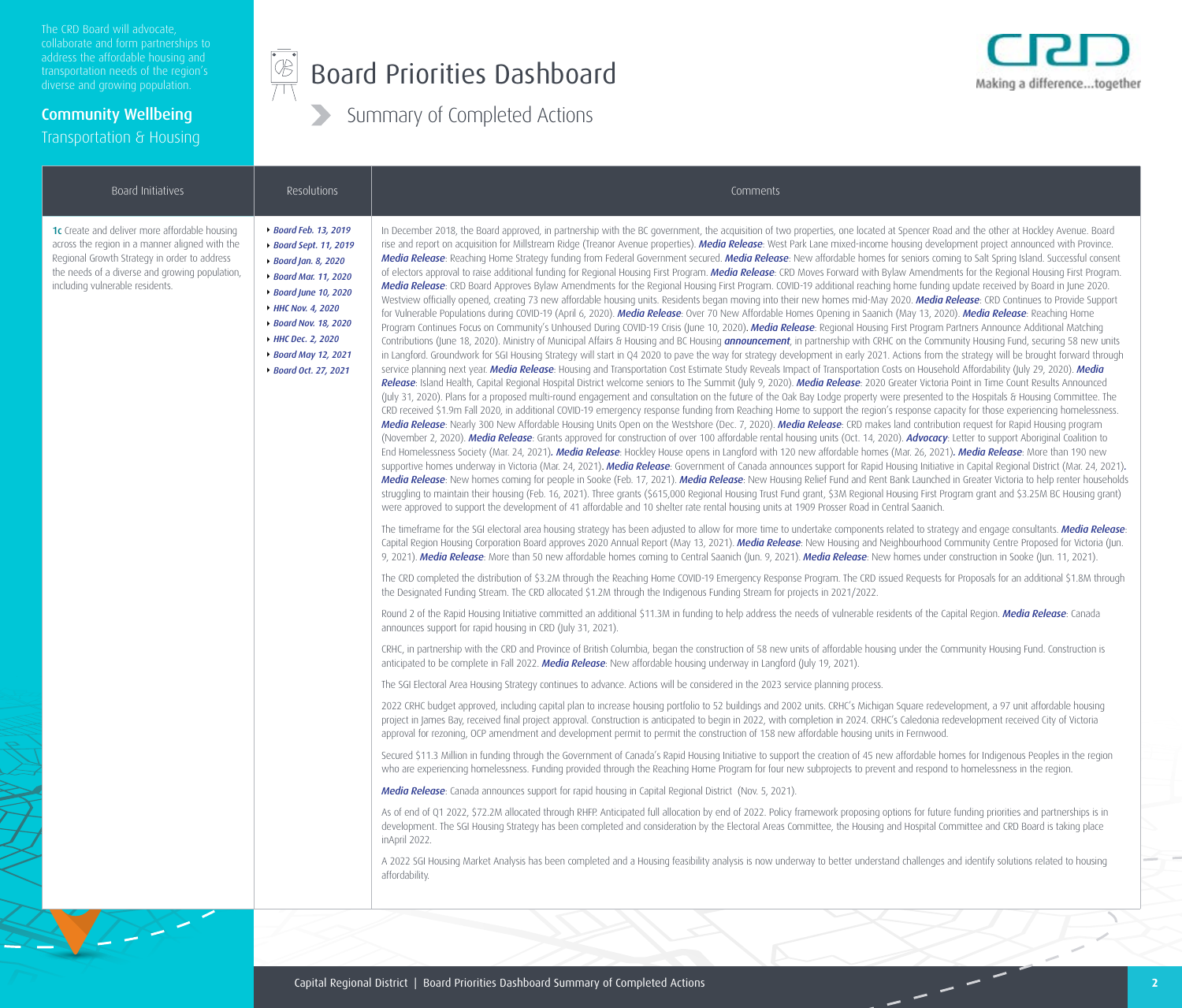The CRD Board will advocate, collaborate and form partnerships to address the affordable housing and transportation needs of the region's diverse and growing population.

**Community Wellbeing**

Transportation & Housing

# Board Priorities Dashboard

## Summary of Completed Actions

CRD Making a difference...together

| Board Initiatives | Resolutions | Comments |
|---|---|---|
| **1c** Create and deliver more affordable housing across the region in a manner aligned with the Regional Growth Strategy in order to address the needs of a diverse and growing population, including vulnerable residents. | *Board Feb. 13, 2019*<br>*Board Sept. 11, 2019*<br>*Board Jan. 8, 2020*<br>*Board Mar. 11, 2020*<br>*Board June 10, 2020*<br>*HHC Nov. 4, 2020*<br>*Board Nov. 18, 2020*<br>*HHC Dec. 2, 2020*<br>*Board May 12, 2021*<br>*Board Oct. 27, 2021* | In December 2018, the Board approved, in partnership with the BC government, the acquisition of two properties, one located at Spencer Road and the other at Hockley Avenue. Board rise and report on acquisition for Millstream Ridge (Treanor Avenue properties). ***Media Release***: West Park Lane mixed-income housing development project announced with Province. ***Media Release***: Reaching Home Strategy funding from Federal Government secured. ***Media Release***: New affordable homes for seniors coming to Salt Spring Island. Successful consent of electors approval to raise additional funding for Regional Housing First Program. ***Media Release***: CRD Moves Forward with Bylaw Amendments for the Regional Housing First Program. ***Media Release***: CRD Board Approves Bylaw Amendments for the Regional Housing First Program. COVID-19 additional reaching home funding update received by Board in June 2020. Westview officially opened, creating 73 new affordable housing units. Residents began moving into their new homes mid-May 2020. ***Media Release***: CRD Continues to Provide Support for Vulnerable Populations during COVID-19 (April 6, 2020). ***Media Release***: Over 70 New Affordable Homes Opening in Saanich (May 13, 2020). ***Media Release***: Reaching Home Program Continues Focus on Community's Unhoused During COVID-19 Crisis (June 10, 2020). ***Media Release***: Regional Housing First Program Partners Announce Additional Matching Contributions (June 18, 2020). Ministry of Municipal Affairs & Housing and BC Housing ***announcement***, in partnership with CRHC on the Community Housing Fund, securing 58 new units in Langford. Groundwork for SGI Housing Strategy will start in Q4 2020 to pave the way for strategy development in early 2021. Actions from the strategy will be brought forward through service planning next year. ***Media Release***: Housing and Transportation Cost Estimate Study Reveals Impact of Transportation Costs on Household Affordability (July 29, 2020). ***Media Release***: Island Health, Capital Regional Hospital District welcome seniors to The Summit (July 9, 2020). ***Media Release***: 2020 Greater Victoria Point in Time Count Results Announced (July 31, 2020). Plans for a proposed multi-round engagement and consultation on the future of the Oak Bay Lodge property were presented to the Hospitals & Housing Committee. The CRD received $1.9m Fall 2020, in additional COVID-19 emergency response funding from Reaching Home to support the region's response capacity for those experiencing homelessness. ***Media Release***: Nearly 300 New Affordable Housing Units Open on the Westshore (Dec. 7, 2020). ***Media Release***: CRD makes land contribution request for Rapid Housing program (November 2, 2020). ***Media Release***: Grants approved for construction of over 100 affordable rental housing units (Oct. 14, 2020). ***Advocacy***: Letter to support Aboriginal Coalition to End Homelessness Society (Mar. 24, 2021). ***Media Release***: Hockley House opens in Langford with 120 new affordable homes (Mar. 26, 2021). ***Media Release***: More than 190 new supportive homes underway in Victoria (Mar. 24, 2021). ***Media Release***: Government of Canada announces support for Rapid Housing Initiative in Capital Regional District (Mar. 24, 2021). ***Media Release***: New homes coming for people in Sooke (Feb. 17, 2021). ***Media Release***: New Housing Relief Fund and Rent Bank Launched in Greater Victoria to help renter households struggling to maintain their housing (Feb. 16, 2021). Three grants ($615,000 Regional Housing Trust Fund grant, $3M Regional Housing First Program grant and $3.25M BC Housing grant) were approved to support the development of 41 affordable and 10 shelter rate rental housing units at 1909 Prosser Road in Central Saanich.<br><br>The timeframe for the SGI electoral area housing strategy has been adjusted to allow for more time to undertake components related to strategy and engage consultants. ***Media Release***: Capital Region Housing Corporation Board approves 2020 Annual Report (May 13, 2021). ***Media Release***: New Housing and Neighbourhood Community Centre Proposed for Victoria (Jun. 9, 2021). ***Media Release***: More than 50 new affordable homes coming to Central Saanich (Jun. 9, 2021). ***Media Release***: New homes under construction in Sooke (Jun. 11, 2021).<br><br>The CRD completed the distribution of $3.2M through the Reaching Home COVID-19 Emergency Response Program. The CRD issued Requests for Proposals for an additional $1.8M through the Designated Funding Stream. The CRD allocated $1.2M through the Indigenous Funding Stream for projects in 2021/2022.<br><br>Round 2 of the Rapid Housing Initiative committed an additional $11.3M in funding to help address the needs of vulnerable residents of the Capital Region. ***Media Release***: Canada announces support for rapid housing in CRD (July 31, 2021).<br><br>CRHC, in partnership with the CRD and Province of British Columbia, began the construction of 58 new units of affordable housing under the Community Housing Fund. Construction is anticipated to be complete in Fall 2022. ***Media Release***: New affordable housing underway in Langford (July 19, 2021).<br><br>The SGI Electoral Area Housing Strategy continues to advance. Actions will be considered in the 2023 service planning process.<br><br>2022 CRHC budget approved, including capital plan to increase housing portfolio to 52 buildings and 2002 units. CRHC's Michigan Square redevelopment, a 97 unit affordable housing project in James Bay, received final project approval. Construction is anticipated to begin in 2022, with completion in 2024. CRHC's Caledonia redevelopment received City of Victoria approval for rezoning, OCP amendment and development permit to permit the construction of 158 new affordable housing units in Fernwood.<br><br>Secured $11.3 Million in funding through the Government of Canada's Rapid Housing Initiative to support the creation of 45 new affordable homes for Indigenous Peoples in the region who are experiencing homelessness. Funding provided through the Reaching Home Program for four new subprojects to prevent and respond to homelessness in the region.<br><br>***Media Release***: Canada announces support for rapid housing in Capital Regional District (Nov. 5, 2021).<br><br>As of end of Q1 2022, $72.2M allocated through RHFP. Anticipated full allocation by end of 2022. Policy framework proposing options for future funding priorities and partnerships is in development. The SGI Housing Strategy has been completed and consideration by the Electoral Areas Committee, the Housing and Hospital Committee and CRD Board is taking place inApril 2022.<br><br>A 2022 SGI Housing Market Analysis has been completed and a Housing feasibility analysis is now underway to better understand challenges and identify solutions related to housing affordability. |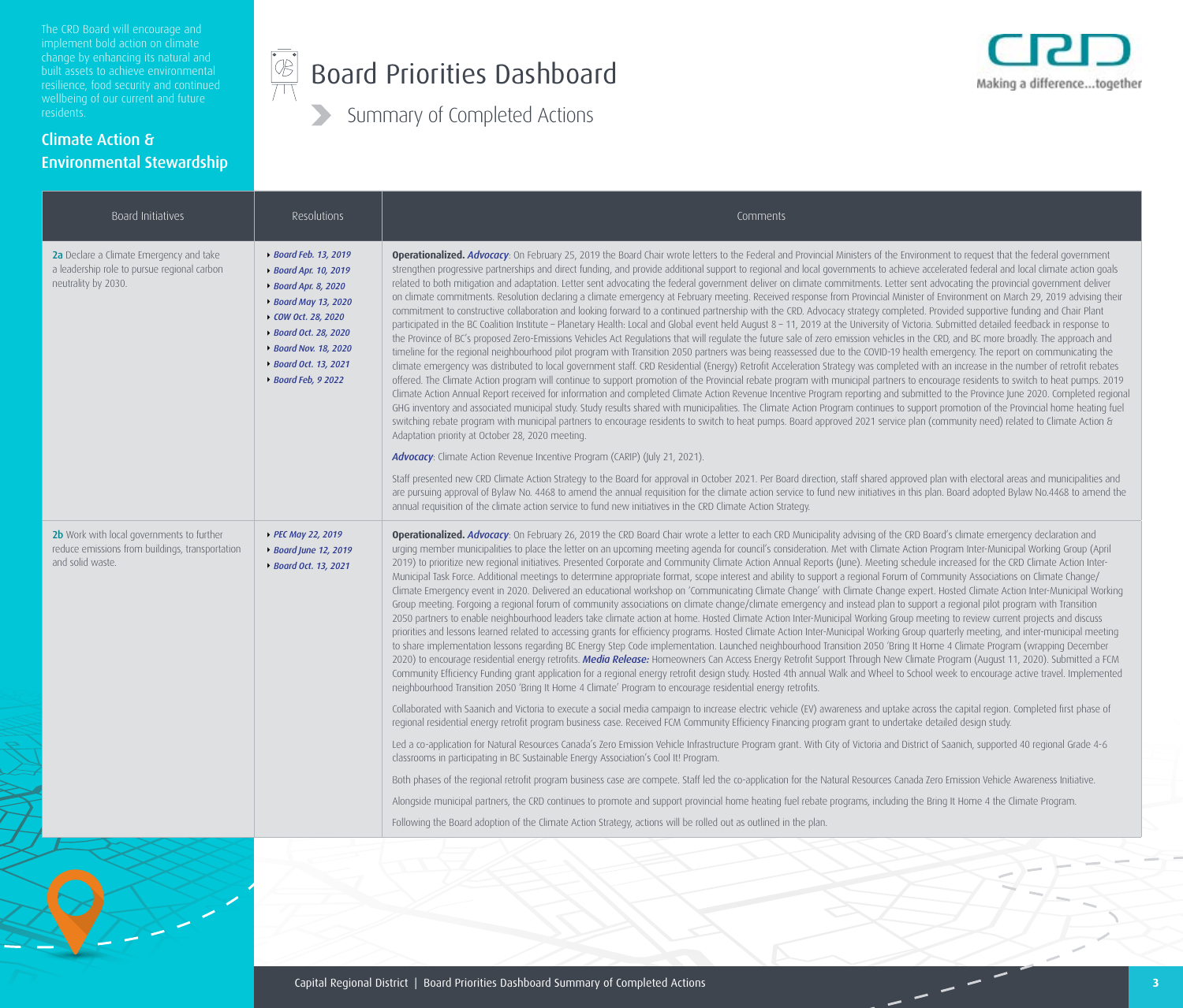The CRD Board will encourage and implement bold action on climate change by enhancing its natural and built assets to achieve environmental resilience, food security and continued wellbeing of our current and future residents.

## Climate Action & Environmental Stewardship

# Board Priorities Dashboard

## Summary of Completed Actions

CRD Making a difference...together

| Board Initiatives | Resolutions | Comments |
|---|---|---|
| **2a** Declare a Climate Emergency and take a leadership role to pursue regional carbon neutrality by 2030. | *Board Feb. 13, 2019*<br>*Board Apr. 10, 2019*<br>*Board Apr. 8, 2020*<br>*Board May 13, 2020*<br>*COW Oct. 28, 2020*<br>*Board Oct. 28, 2020*<br>*Board Nov. 18, 2020*<br>*Board Oct. 13, 2021*<br>*Board Feb, 9 2022* | **Operationalized.** ***Advocacy***: On February 25, 2019 the Board Chair wrote letters to the Federal and Provincial Ministers of the Environment to request that the federal government strengthen progressive partnerships and direct funding, and provide additional support to regional and local governments to achieve accelerated federal and local climate action goals related to both mitigation and adaptation. Letter sent advocating the federal government deliver on climate commitments. Letter sent advocating the provincial government deliver on climate commitments. Resolution declaring a climate emergency at February meeting. Received response from Provincial Minister of Environment on March 29, 2019 advising their commitment to constructive collaboration and looking forward to a continued partnership with the CRD. Advocacy strategy completed. Provided supportive funding and Chair Plant participated in the BC Coalition Institute – Planetary Health: Local and Global event held August 8 – 11, 2019 at the University of Victoria. Submitted detailed feedback in response to the Province of BC's proposed Zero-Emissions Vehicles Act Regulations that will regulate the future sale of zero emission vehicles in the CRD, and BC more broadly. The approach and timeline for the regional neighbourhood pilot program with Transition 2050 partners was being reassessed due to the COVID-19 health emergency. The report on communicating the climate emergency was distributed to local government staff. CRD Residential (Energy) Retrofit Acceleration Strategy was completed with an increase in the number of retrofit rebates offered. The Climate Action program will continue to support promotion of the Provincial rebate program with municipal partners to encourage residents to switch to heat pumps. 2019 Climate Action Annual Report received for information and completed Climate Action Revenue Incentive Program reporting and submitted to the Province June 2020. Completed regional GHG inventory and associated municipal study. Study results shared with municipalities. The Climate Action Program continues to support promotion of the Provincial home heating fuel switching rebate program with municipal partners to encourage residents to switch to heat pumps. Board approved 2021 service plan (community need) related to Climate Action & Adaptation priority at October 28, 2020 meeting.<br><br>***Advocacy***: Climate Action Revenue Incentive Program (CARIP) (July 21, 2021).<br><br>Staff presented new CRD Climate Action Strategy to the Board for approval in October 2021. Per Board direction, staff shared approved plan with electoral areas and municipalities and are pursuing approval of Bylaw No. 4468 to amend the annual requisition for the climate action service to fund new initiatives in this plan. Board adopted Bylaw No.4468 to amend the annual requisition of the climate action service to fund new initiatives in the CRD Climate Action Strategy. |
| **2b** Work with local governments to further reduce emissions from buildings, transportation and solid waste. | *PEC May 22, 2019*<br>*Board June 12, 2019*<br>*Board Oct. 13, 2021* | **Operationalized.** ***Advocacy***: On February 26, 2019 the CRD Board Chair wrote a letter to each CRD Municipality advising of the CRD Board's climate emergency declaration and urging member municipalities to place the letter on an upcoming meeting agenda for council's consideration. Met with Climate Action Program Inter-Municipal Working Group (April 2019) to prioritize new regional initiatives. Presented Corporate and Community Climate Action Annual Reports (June). Meeting schedule increased for the CRD Climate Action Inter-Municipal Task Force. Additional meetings to determine appropriate format, scope interest and ability to support a regional Forum of Community Associations on Climate Change/ Climate Emergency event in 2020. Delivered an educational workshop on 'Communicating Climate Change' with Climate Change expert. Hosted Climate Action Inter-Municipal Working Group meeting. Forgoing a regional forum of community associations on climate change/climate emergency and instead plan to support a regional pilot program with Transition 2050 partners to enable neighbourhood leaders take climate action at home. Hosted Climate Action Inter-Municipal Working Group meeting to review current projects and discuss priorities and lessons learned related to accessing grants for efficiency programs. Hosted Climate Action Inter-Municipal Working Group quarterly meeting, and inter-municipal meeting to share implementation lessons regarding BC Energy Step Code implementation. Launched neighbourhood Transition 2050 'Bring It Home 4 Climate Program (wrapping December 2020) to encourage residential energy retrofits. ***Media Release:*** Homeowners Can Access Energy Retrofit Support Through New Climate Program (August 11, 2020). Submitted a FCM Community Efficiency Funding grant application for a regional energy retrofit design study. Hosted 4th annual Walk and Wheel to School week to encourage active travel. Implemented neighbourhood Transition 2050 'Bring It Home 4 Climate' Program to encourage residential energy retrofits.<br><br>Collaborated with Saanich and Victoria to execute a social media campaign to increase electric vehicle (EV) awareness and uptake across the capital region. Completed first phase of regional residential energy retrofit program business case. Received FCM Community Efficiency Financing program grant to undertake detailed design study.<br><br>Led a co-application for Natural Resources Canada's Zero Emission Vehicle Infrastructure Program grant. With City of Victoria and District of Saanich, supported 40 regional Grade 4-6 classrooms in participating in BC Sustainable Energy Association's Cool It! Program.<br><br>Both phases of the regional retrofit program business case are compete. Staff led the co-application for the Natural Resources Canada Zero Emission Vehicle Awareness Initiative.<br><br>Alongside municipal partners, the CRD continues to promote and support provincial home heating fuel rebate programs, including the Bring It Home 4 the Climate Program.<br><br>Following the Board adoption of the Climate Action Strategy, actions will be rolled out as outlined in the plan. |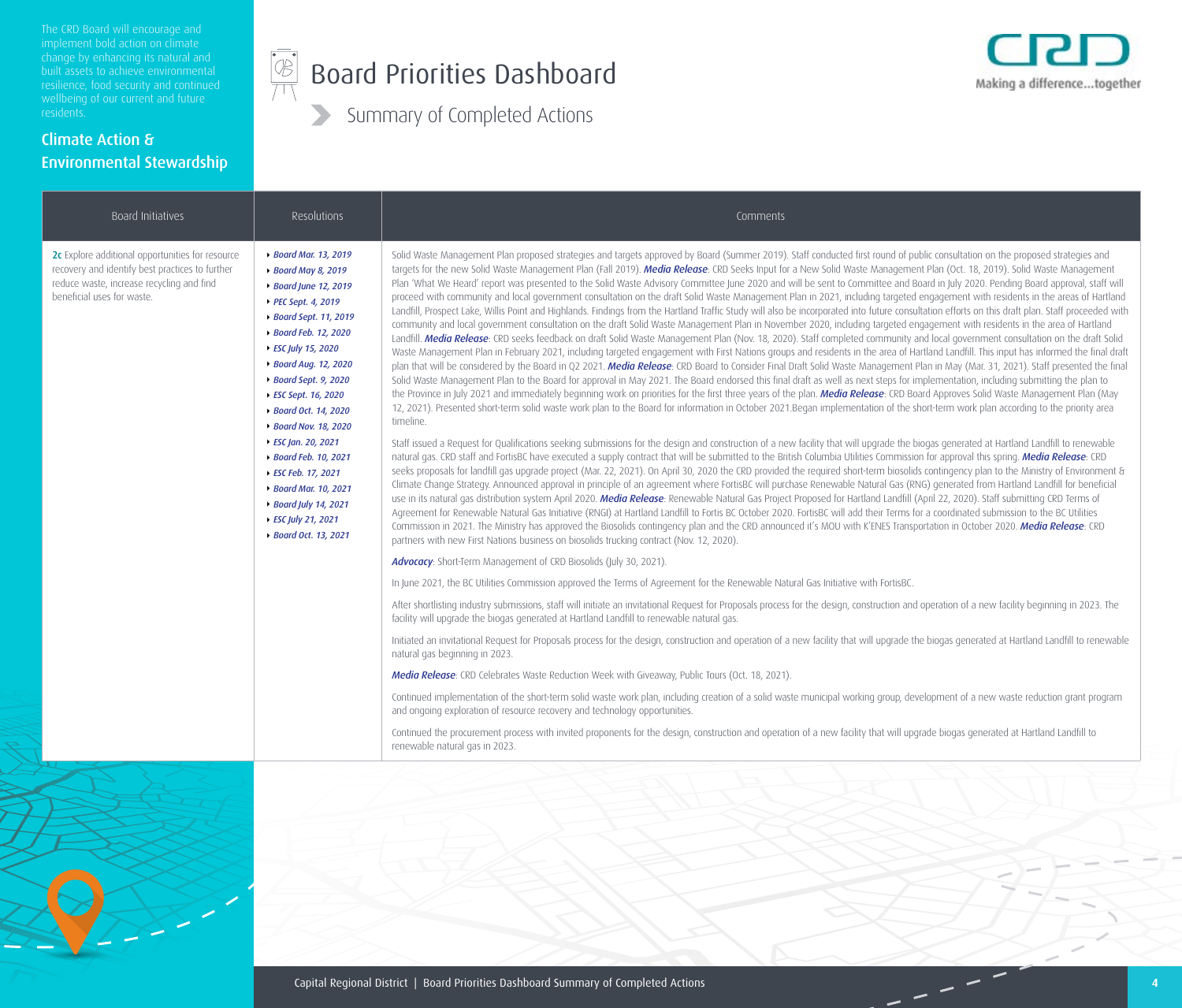The CRD Board will encourage and implement bold action on climate change by enhancing its natural and built assets to achieve environmental resilience, food security and continued wellbeing of our current and future residents.

## Climate Action & Environmental Stewardship

# Board Priorities Dashboard

## Summary of Completed Actions

| Board Initiatives | Resolutions | Comments |
|---|---|---|
| **2c** Explore additional opportunities for resource recovery and identify best practices to further reduce waste, increase recycling and find beneficial uses for waste. | *Board Mar. 13, 2019*<br>*Board May 8, 2019*<br>*Board June 12, 2019*<br>*PEC Sept. 4, 2019*<br>*Board Sept. 11, 2019*<br>*Board Feb. 12, 2020*<br>*ESC July 15, 2020*<br>*Board Aug. 12, 2020*<br>*Board Sept. 9, 2020*<br>*ESC Sept. 16, 2020*<br>*Board Oct. 14, 2020*<br>*Board Nov. 18, 2020*<br>*ESC Jan. 20, 2021*<br>*Board Feb. 10, 2021*<br>*ESC Feb. 17, 2021*<br>*Board Mar. 10, 2021*<br>*Board July 14, 2021*<br>*ESC July 21, 2021*<br>*Board Oct. 13, 2021* | Solid Waste Management Plan proposed strategies and targets approved by Board (Summer 2019). Staff conducted first round of public consultation on the proposed strategies and targets for the new Solid Waste Management Plan (Fall 2019). ***Media Release***: CRD Seeks Input for a New Solid Waste Management Plan (Oct. 18, 2019). Solid Waste Management Plan 'What We Heard' report was presented to the Solid Waste Advisory Committee June 2020 and will be sent to Committee and Board in July 2020. Pending Board approval, staff will proceed with community and local government consultation on the draft Solid Waste Management Plan in 2021, including targeted engagement with residents in the areas of Hartland Landfill, Prospect Lake, Willis Point and Highlands. Findings from the Hartland Traffic Study will also be incorporated into future consultation efforts on this draft plan. Staff proceeded with community and local government consultation on the draft Solid Waste Management Plan in November 2020, including targeted engagement with residents in the area of Hartland Landfill. ***Media Release***: CRD seeks feedback on draft Solid Waste Management Plan (Nov. 18, 2020). Staff completed community and local government consultation on the draft Solid Waste Management Plan in February 2021, including targeted engagement with First Nations groups and residents in the area of Hartland Landfill. This input has informed the final draft plan that will be considered by the Board in Q2 2021. ***Media Release***: CRD Board to Consider Final Draft Solid Waste Management Plan in May (Mar. 31, 2021). Staff presented the final Solid Waste Management Plan to the Board for approval in May 2021. The Board endorsed this final draft as well as next steps for implementation, including submitting the plan to the Province in July 2021 and immediately beginning work on priorities for the first three years of the plan. ***Media Release***: CRD Board Approves Solid Waste Management Plan (May 12, 2021). Presented short-term solid waste work plan to the Board for information in October 2021.Began implementation of the short-term work plan according to the priority area timeline.<br><br>Staff issued a Request for Qualifications seeking submissions for the design and construction of a new facility that will upgrade the biogas generated at Hartland Landfill to renewable natural gas. CRD staff and FortisBC have executed a supply contract that will be submitted to the British Columbia Utilities Commission for approval this spring. ***Media Release***: CRD seeks proposals for landfill gas upgrade project (Mar. 22, 2021). On April 30, 2020 the CRD provided the required short-term biosolids contingency plan to the Ministry of Environment & Climate Change Strategy. Announced approval in principle of an agreement where FortisBC will purchase Renewable Natural Gas (RNG) generated from Hartland Landfill for beneficial use in its natural gas distribution system April 2020. ***Media Release***: Renewable Natural Gas Project Proposed for Hartland Landfill (April 22, 2020). Staff submitting CRD Terms of Agreement for Renewable Natural Gas Initiative (RNGI) at Hartland Landfill to Fortis BC October 2020. FortisBC will add their Terms for a coordinated submission to the BC Utilities Commission in 2021. The Ministry has approved the Biosolids contingency plan and the CRD announced it's MOU with K'ENES Transportation in October 2020. ***Media Release***: CRD partners with new First Nations business on biosolids trucking contract (Nov. 12, 2020).<br><br>***Advocacy***: Short-Term Management of CRD Biosolids (July 30, 2021).<br><br>In June 2021, the BC Utilities Commission approved the Terms of Agreement for the Renewable Natural Gas Initiative with FortisBC.<br><br>After shortlisting industry submissions, staff will initiate an invitational Request for Proposals process for the design, construction and operation of a new facility beginning in 2023. The facility will upgrade the biogas generated at Hartland Landfill to renewable natural gas.<br><br>Initiated an invitational Request for Proposals process for the design, construction and operation of a new facility that will upgrade the biogas generated at Hartland Landfill to renewable natural gas beginning in 2023.<br><br>***Media Release***: CRD Celebrates Waste Reduction Week with Giveaway, Public Tours (Oct. 18, 2021).<br><br>Continued implementation of the short-term solid waste work plan, including creation of a solid waste municipal working group, development of a new waste reduction grant program and ongoing exploration of resource recovery and technology opportunities.<br><br>Continued the procurement process with invited proponents for the design, construction and operation of a new facility that will upgrade biogas generated at Hartland Landfill to renewable natural gas in 2023. |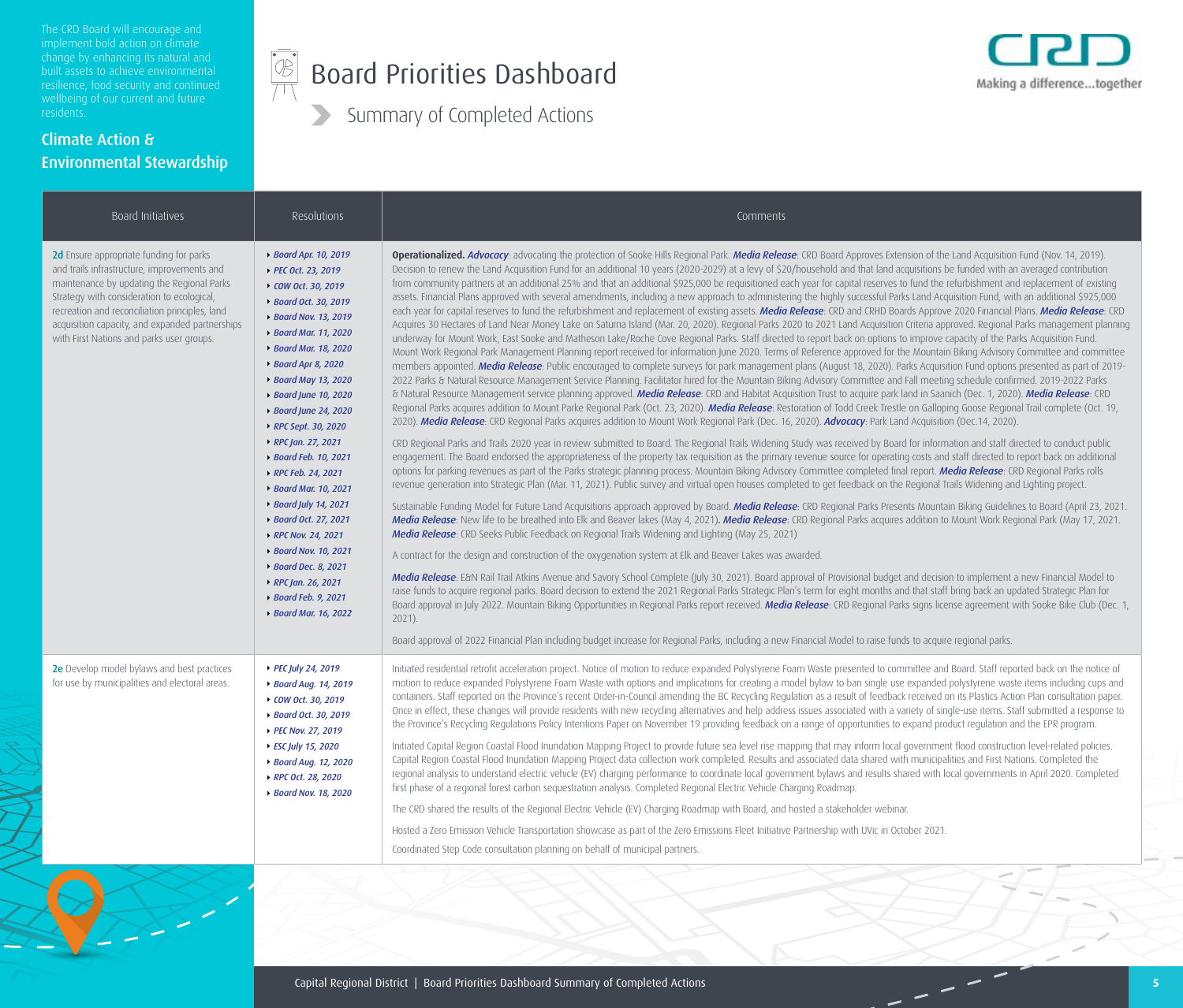The CRD Board will encourage and implement bold action on climate change by enhancing its natural and built assets to achieve environmental resilience, food security and continued wellbeing of our current and future residents.

## Climate Action & Environmental Stewardship

# Board Priorities Dashboard

## Summary of Completed Actions

Making a difference...together

| Board Initiatives | Resolutions | Comments |
|---|---|---|
| **2d** Ensure appropriate funding for parks and trails infrastructure, improvements and maintenance by updating the Regional Parks Strategy with consideration to ecological, recreation and reconciliation principles, land acquisition capacity, and expanded partnerships with First Nations and parks user groups. | *Board Apr. 10, 2019*<br>*PEC Oct. 23, 2019*<br>*COW Oct. 30, 2019*<br>*Board Oct. 30, 2019*<br>*Board Nov. 13, 2019*<br>*Board Mar. 11, 2020*<br>*Board Mar. 18, 2020*<br>*Board Apr 8, 2020*<br>*Board May 13, 2020*<br>*Board June 10, 2020*<br>*Board June 24, 2020*<br>*RPC Sept. 30, 2020*<br>*RPC Jan. 27, 2021*<br>*Board Feb. 10, 2021*<br>*RPC Feb. 24, 2021*<br>*Board Mar. 10, 2021*<br>*Board July 14, 2021*<br>*Board Oct. 27, 2021*<br>*RPC Nov. 24, 2021*<br>*Board Nov. 10, 2021*<br>*Board Dec. 8, 2021*<br>*RPC Jan. 26, 2021*<br>*Board Feb. 9, 2021*<br>*Board Mar. 16, 2022* | **Operationalized.** ***Advocacy***: advocating the protection of Sooke Hills Regional Park. ***Media Release***: CRD Board Approves Extension of the Land Acquisition Fund (Nov. 14, 2019). Decision to renew the Land Acquisition Fund for an additional 10 years (2020-2029) at a levy of $20/household and that land acquisitions be funded with an averaged contribution from community partners at an additional 25% and that an additional $925,000 be requisitioned each year for capital reserves to fund the refurbishment and replacement of existing assets. Financial Plans approved with several amendments, including a new approach to administering the highly successful Parks Land Acquisition Fund, with an additional $925,000 each year for capital reserves to fund the refurbishment and replacement of existing assets. ***Media Release***: CRD and CRHD Boards Approve 2020 Financial Plans. ***Media Release***: CRD Acquires 30 Hectares of Land Near Money Lake on Saturna Island (Mar. 20, 2020). Regional Parks 2020 to 2021 Land Acquisition Criteria approved. Regional Parks management planning underway for Mount Work, East Sooke and Matheson Lake/Roche Cove Regional Parks. Staff directed to report back on options to improve capacity of the Parks Acquisition Fund. Mount Work Regional Park Management Planning report received for information June 2020. Terms of Reference approved for the Mountain Biking Advisory Committee and committee members appointed. ***Media Release***: Public encouraged to complete surveys for park management plans (August 18, 2020). Parks Acquisition Fund options presented as part of 2019-2022 Parks & Natural Resource Management Service Planning. Facilitator hired for the Mountain Biking Advisory Committee and Fall meeting schedule confirmed. 2019-2022 Parks & Natural Resource Management service planning approved. ***Media Release***: CRD and Habitat Acquisition Trust to acquire park land in Saanich (Dec. 1, 2020). ***Media Release***: CRD Regional Parks acquires addition to Mount Parke Regional Park (Oct. 23, 2020). ***Media Release***: Restoration of Todd Creek Trestle on Galloping Goose Regional Trail complete (Oct. 19, 2020). ***Media Release***: CRD Regional Parks acquires addition to Mount Work Regional Park (Dec. 16, 2020). ***Advocacy***: Park Land Acquisition (Dec.14, 2020).<br><br>CRD Regional Parks and Trails 2020 year in review submitted to Board. The Regional Trails Widening Study was received by Board for information and staff directed to conduct public engagement. The Board endorsed the appropriateness of the property tax requisition as the primary revenue source for operating costs and staff directed to report back on additional options for parking revenues as part of the Parks strategic planning process. Mountain Biking Advisory Committee completed final report. ***Media Release***: CRD Regional Parks rolls revenue generation into Strategic Plan (Mar. 11, 2021). Public survey and virtual open houses completed to get feedback on the Regional Trails Widening and Lighting project.<br><br>Sustainable Funding Model for Future Land Acquisitions approach approved by Board. ***Media Release***: CRD Regional Parks Presents Mountain Biking Guidelines to Board (April 23, 2021. ***Media Release***: New life to be breathed into Elk and Beaver lakes (May 4, 2021). ***Media Release***: CRD Regional Parks acquires addition to Mount Work Regional Park (May 17, 2021. ***Media Release***: CRD Seeks Public Feedback on Regional Trails Widening and Lighting (May 25, 2021)<br><br>A contract for the design and construction of the oxygenation system at Elk and Beaver Lakes was awarded.<br><br>***Media Release***: E&N Rail Trail Atkins Avenue and Savory School Complete (July 30, 2021). Board approval of Provisional budget and decision to implement a new Financial Model to raise funds to acquire regional parks. Board decision to extend the 2021 Regional Parks Strategic Plan's term for eight months and that staff bring back an updated Strategic Plan for Board approval in July 2022. Mountain Biking Opportunities in Regional Parks report received. ***Media Release***: CRD Regional Parks signs license agreement with Sooke Bike Club (Dec. 1, 2021).<br><br>Board approval of 2022 Financial Plan including budget increase for Regional Parks, including a new Financial Model to raise funds to acquire regional parks. |
| **2e** Develop model bylaws and best practices for use by municipalities and electoral areas. | *PEC July 24, 2019*<br>*Board Aug. 14, 2019*<br>*COW Oct. 30, 2019*<br>*Board Oct. 30, 2019*<br>*PEC Nov. 27, 2019*<br>*ESC July 15, 2020*<br>*Board Aug. 12, 2020*<br>*RPC Oct. 28, 2020*<br>*Board Nov. 18, 2020* | Initiated residential retrofit acceleration project. Notice of motion to reduce expanded Polystyrene Foam Waste presented to committee and Board. Staff reported back on the notice of motion to reduce expanded Polystyrene Foam Waste with options and implications for creating a model bylaw to ban single use expanded polystyrene waste items including cups and containers. Staff reported on the Province's recent Order-in-Council amending the BC Recycling Regulation as a result of feedback received on its Plastics Action Plan consultation paper. Once in effect, these changes will provide residents with new recycling alternatives and help address issues associated with a variety of single-use items. Staff submitted a response to the Province's Recycling Regulations Policy Intentions Paper on November 19 providing feedback on a range of opportunities to expand product regulation and the EPR program.<br><br>Initiated Capital Region Coastal Flood Inundation Mapping Project to provide future sea level rise mapping that may inform local government flood construction level-related policies. Capital Region Coastal Flood Inundation Mapping Project data collection work completed. Results and associated data shared with municipalities and First Nations. Completed the regional analysis to understand electric vehicle (EV) charging performance to coordinate local government bylaws and results shared with local governments in April 2020. Completed first phase of a regional forest carbon sequestration analysis. Completed Regional Electric Vehicle Charging Roadmap.<br><br>The CRD shared the results of the Regional Electric Vehicle (EV) Charging Roadmap with Board, and hosted a stakeholder webinar.<br><br>Hosted a Zero Emission Vehicle Transportation showcase as part of the Zero Emissions Fleet Initiative Partnership with UVic in October 2021.<br><br>Coordinated Step Code consultation planning on behalf of municipal partners. |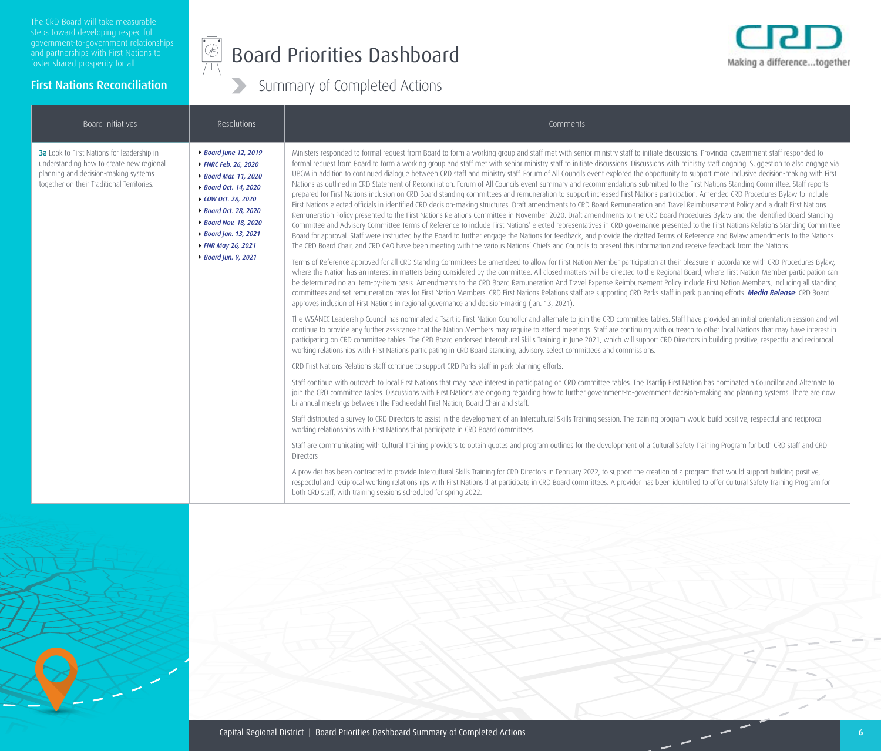The CRD Board will take measurable steps toward developing respectful government-to-government relationships and partnerships with First Nations to foster shared prosperity for all.

**First Nations Reconciliation**

# Board Priorities Dashboard

## Summary of Completed Actions

| Board Initiatives | Resolutions | Comments |
|---|---|---|
| **3a** Look to First Nations for leadership in understanding how to create new regional planning and decision-making systems together on their Traditional Territories. | *Board June 12, 2019*<br>*FNRC Feb. 26, 2020*<br>*Board Mar. 11, 2020*<br>*Board Oct. 14, 2020*<br>*COW Oct. 28, 2020*<br>*Board Oct. 28, 2020*<br>*Board Nov. 18, 2020*<br>*Board Jan. 13, 2021*<br>*FNR May 26, 2021*<br>*Board Jun. 9, 2021* | Ministers responded to formal request from Board to form a working group and staff met with senior ministry staff to initiate discussions. Provincial government staff responded to formal request from Board to form a working group and staff met with senior ministry staff to initiate discussions. Discussions with ministry staff ongoing. Suggestion to also engage via UBCM in addition to continued dialogue between CRD staff and ministry staff. Forum of All Councils event explored the opportunity to support more inclusive decision-making with First Nations as outlined in CRD Statement of Reconciliation. Forum of All Councils event summary and recommendations submitted to the First Nations Standing Committee. Staff reports prepared for First Nations inclusion on CRD Board standing committees and remuneration to support increased First Nations participation. Amended CRD Procedures Bylaw to include First Nations elected officials in identified CRD decision-making structures. Draft amendments to CRD Board Remuneration and Travel Reimbursement Policy and a draft First Nations Remuneration Policy presented to the First Nations Relations Committee in November 2020. Draft amendments to the CRD Board Procedures Bylaw and the identified Board Standing Committee and Advisory Committee Terms of Reference to include First Nations' elected representatives in CRD governance presented to the First Nations Relations Standing Committee Board for approval. Staff were instructed by the Board to further engage the Nations for feedback, and provide the drafted Terms of Reference and Bylaw amendments to the Nations. The CRD Board Chair, and CRD CAO have been meeting with the various Nations' Chiefs and Councils to present this information and receive feedback from the Nations.<br><br>Terms of Reference approved for all CRD Standing Committees be amendeed to allow for First Nation Member participation at their pleasure in accordance with CRD Procedures Bylaw, where the Nation has an interest in matters being considered by the committee. All closed matters will be directed to the Regional Board, where First Nation Member participation can be determined no an item-by-item basis. Amendments to the CRD Board Remuneration And Travel Expense Reimbursement Policy include First Nation Members, including all standing committees and set remuneration rates for First Nation Members. CRD First Nations Relations staff are supporting CRD Parks staff in park planning efforts. ***Media Release***: CRD Board approves inclusion of First Nations in regional governance and decision-making (Jan. 13, 2021).<br><br>The WSÁNEC Leadership Council has nominated a Tsartlip First Nation Councillor and alternate to join the CRD committee tables. Staff have provided an initial orientation session and will continue to provide any further assistance that the Nation Members may require to attend meetings. Staff are continuing with outreach to other local Nations that may have interest in participating on CRD committee tables. The CRD Board endorsed Intercultural Skills Training in June 2021, which will support CRD Directors in building positive, respectful and reciprocal working relationships with First Nations participating in CRD Board standing, advisory, select committees and commissions.<br><br>CRD First Nations Relations staff continue to support CRD Parks staff in park planning efforts.<br><br>Staff continue with outreach to local First Nations that may have interest in participating on CRD committee tables. The Tsartlip First Nation has nominated a Councillor and Alternate to join the CRD committee tables. Discussions with First Nations are ongoing regarding how to further government-to-government decision-making and planning systems. There are now bi-annual meetings between the Pacheedaht First Nation, Board Chair and staff.<br><br>Staff distributed a survey to CRD Directors to assist in the development of an Intercultural Skills Training session. The training program would build positive, respectful and reciprocal working relationships with First Nations that participate in CRD Board committees.<br><br>Staff are communicating with Cultural Training providers to obtain quotes and program outlines for the development of a Cultural Safety Training Program for both CRD staff and CRD Directors<br><br>A provider has been contracted to provide Intercultural Skills Training for CRD Directors in February 2022, to support the creation of a program that would support building positive, respectful and reciprocal working relationships with First Nations that participate in CRD Board committees. A provider has been identified to offer Cultural Safety Training Program for both CRD staff, with training sessions scheduled for spring 2022. |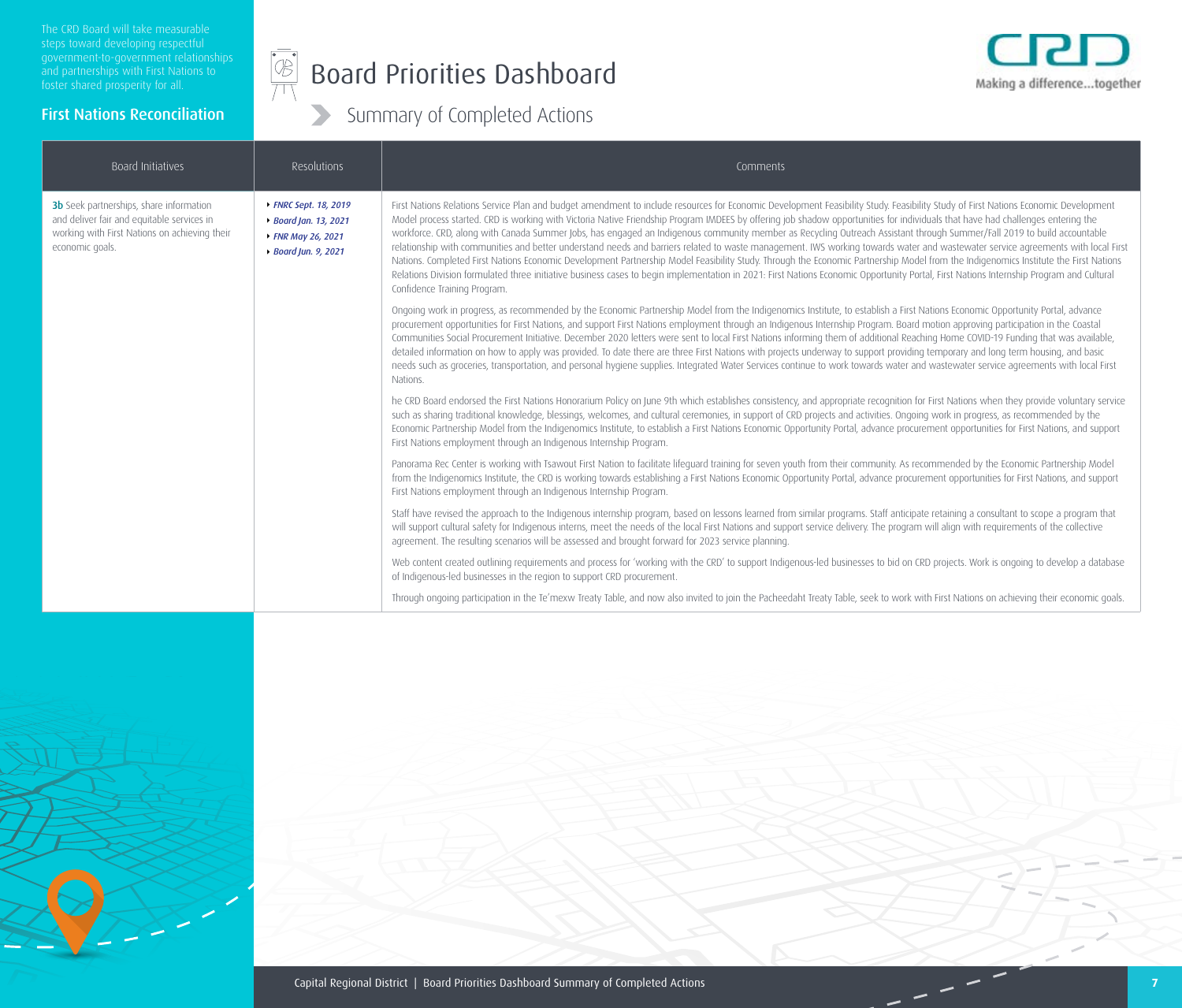The CRD Board will take measurable steps toward developing respectful government-to-government relationships and partnerships with First Nations to foster shared prosperity for all.

## First Nations Reconciliation

# Board Priorities Dashboard

## Summary of Completed Actions

| Board Initiatives | Resolutions | Comments |
|---|---|---|
| **3b** Seek partnerships, share information and deliver fair and equitable services in working with First Nations on achieving their economic goals. | *FNRC Sept. 18, 2019*<br>*Board Jan. 13, 2021*<br>*FNR May 26, 2021*<br>*Board Jun. 9, 2021* | First Nations Relations Service Plan and budget amendment to include resources for Economic Development Feasibility Study. Feasibility Study of First Nations Economic Development Model process started. CRD is working with Victoria Native Friendship Program IMDEES by offering job shadow opportunities for individuals that have had challenges entering the workforce. CRD, along with Canada Summer Jobs, has engaged an Indigenous community member as Recycling Outreach Assistant through Summer/Fall 2019 to build accountable relationship with communities and better understand needs and barriers related to waste management. IWS working towards water and wastewater service agreements with local First Nations. Completed First Nations Economic Development Partnership Model Feasibility Study. Through the Economic Partnership Model from the Indigenomics Institute the First Nations Relations Division formulated three initiative business cases to begin implementation in 2021: First Nations Economic Opportunity Portal, First Nations Internship Program and Cultural Confidence Training Program.<br><br>Ongoing work in progress, as recommended by the Economic Partnership Model from the Indigenomics Institute, to establish a First Nations Economic Opportunity Portal, advance procurement opportunities for First Nations, and support First Nations employment through an Indigenous Internship Program. Board motion approving participation in the Coastal Communities Social Procurement Initiative. December 2020 letters were sent to local First Nations informing them of additional Reaching Home COVID-19 Funding that was available, detailed information on how to apply was provided. To date there are three First Nations with projects underway to support providing temporary and long term housing, and basic needs such as groceries, transportation, and personal hygiene supplies. Integrated Water Services continue to work towards water and wastewater service agreements with local First Nations.<br><br>he CRD Board endorsed the First Nations Honorarium Policy on June 9th which establishes consistency, and appropriate recognition for First Nations when they provide voluntary service such as sharing traditional knowledge, blessings, welcomes, and cultural ceremonies, in support of CRD projects and activities. Ongoing work in progress, as recommended by the Economic Partnership Model from the Indigenomics Institute, to establish a First Nations Economic Opportunity Portal, advance procurement opportunities for First Nations, and support First Nations employment through an Indigenous Internship Program.<br><br>Panorama Rec Center is working with Tsawout First Nation to facilitate lifeguard training for seven youth from their community. As recommended by the Economic Partnership Model from the Indigenomics Institute, the CRD is working towards establishing a First Nations Economic Opportunity Portal, advance procurement opportunities for First Nations, and support First Nations employment through an Indigenous Internship Program.<br><br>Staff have revised the approach to the Indigenous internship program, based on lessons learned from similar programs. Staff anticipate retaining a consultant to scope a program that will support cultural safety for Indigenous interns, meet the needs of the local First Nations and support service delivery. The program will align with requirements of the collective agreement. The resulting scenarios will be assessed and brought forward for 2023 service planning.<br><br>Web content created outlining requirements and process for 'working with the CRD' to support Indigenous-led businesses to bid on CRD projects. Work is ongoing to develop a database of Indigenous-led businesses in the region to support CRD procurement.<br><br>Through ongoing participation in the Te'mexw Treaty Table, and now also invited to join the Pacheedaht Treaty Table, seek to work with First Nations on achieving their economic goals. |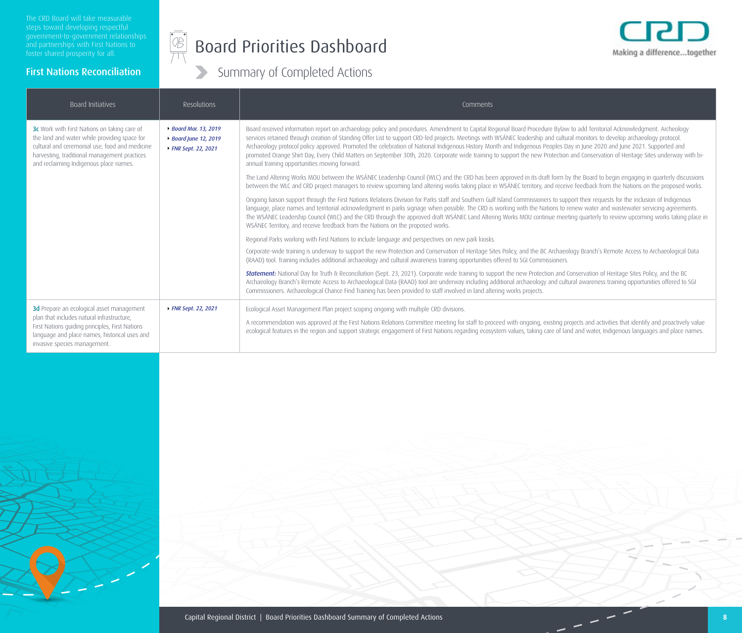The CRD Board will take measurable steps toward developing respectful government-to-government relationships and partnerships with First Nations to foster shared prosperity for all.

## First Nations Reconciliation

# Board Priorities Dashboard

## Summary of Completed Actions

CRD — Making a difference...together

| Board Initiatives | Resolutions | Comments |
|---|---|---|
| **3c** Work with First Nations on taking care of the land and water while providing space for cultural and ceremonial use, food and medicine harvesting, traditional management practices and reclaiming Indigenous place names. | *Board Mar. 13, 2019*<br>*Board June 12, 2019*<br>*FNR Sept. 22, 2021* | Board received information report on archaeology policy and procedures. Amendment to Capital Regional Board Procedure Bylaw to add Territorial Acknowledgment. Archeology services retained through creation of Standing Offer List to support CRD-led projects. Meetings with WSÁNEC leadership and cultural monitors to develop archaeology protocol. Archaeology protocol policy approved. Promoted the celebration of National Indigenous History Month and Indigenous Peoples Day in June 2020 and June 2021. Supported and promoted Orange Shirt Day, Every Child Matters on September 30th, 2020. Corporate wide training to support the new Protection and Conservation of Heritage Sites underway with bi-annual training opportunities moving forward.<br><br>The Land Altering Works MOU between the WSÁNEC Leadership Council (WLC) and the CRD has been approved in its draft form by the Board to begin engaging in quarterly discussions between the WLC and CRD project managers to review upcoming land altering works taking place in WSÁNEC territory, and receive feedback from the Nations on the proposed works.<br><br>Ongoing liaison support through the First Nations Relations Division for Parks staff and Southern Gulf Island Commissioners to support their requests for the inclusion of Indigenous language, place names and territorial acknowledgment in parks signage when possible. The CRD is working with the Nations to renew water and wastewater servicing agreements. The WSÁNEC Leadership Council (WLC) and the CRD through the approved draft WSÁNEC Land Altering Works MOU continue meeting quarterly to review upcoming works taking place in WSÁNEC Territory, and receive feedback from the Nations on the proposed works.<br><br>Regional Parks working with First Nations to include language and perspectives on new park kiosks.<br><br>Corporate-wide training is underway to support the new Protection and Conservation of Heritage Sites Policy, and the BC Archaeology Branch's Remote Access to Archaeological Data (RAAD) tool. Training includes additional archaeology and cultural awareness training opportunities offered to SGI Commissioners.<br><br>***Statement:*** National Day for Truth & Reconciliation (Sept. 23, 2021). Corporate wide training to support the new Protection and Conservation of Heritage Sites Policy, and the BC Archaeology Branch's Remote Access to Archaeological Data (RAAD) tool are underway including additional archaeology and cultural awareness training opportunities offered to SGI Commissioners. Archaeological Chance Find Training has been provided to staff involved in land altering works projects. |
| **3d** Prepare an ecological asset management plan that includes natural infrastructure, First Nations guiding principles, First Nations language and place names, historical uses and invasive species management. | *FNR Sept. 22, 2021* | Ecological Asset Management Plan project scoping ongoing with multiple CRD divisions.<br><br>A recommendation was approved at the First Nations Relations Committee meeting for staff to proceed with ongoing, existing projects and activities that identify and proactively value ecological features in the region and support strategic engagement of First Nations regarding ecosystem values, taking care of land and water, Indigenous languages and place names. |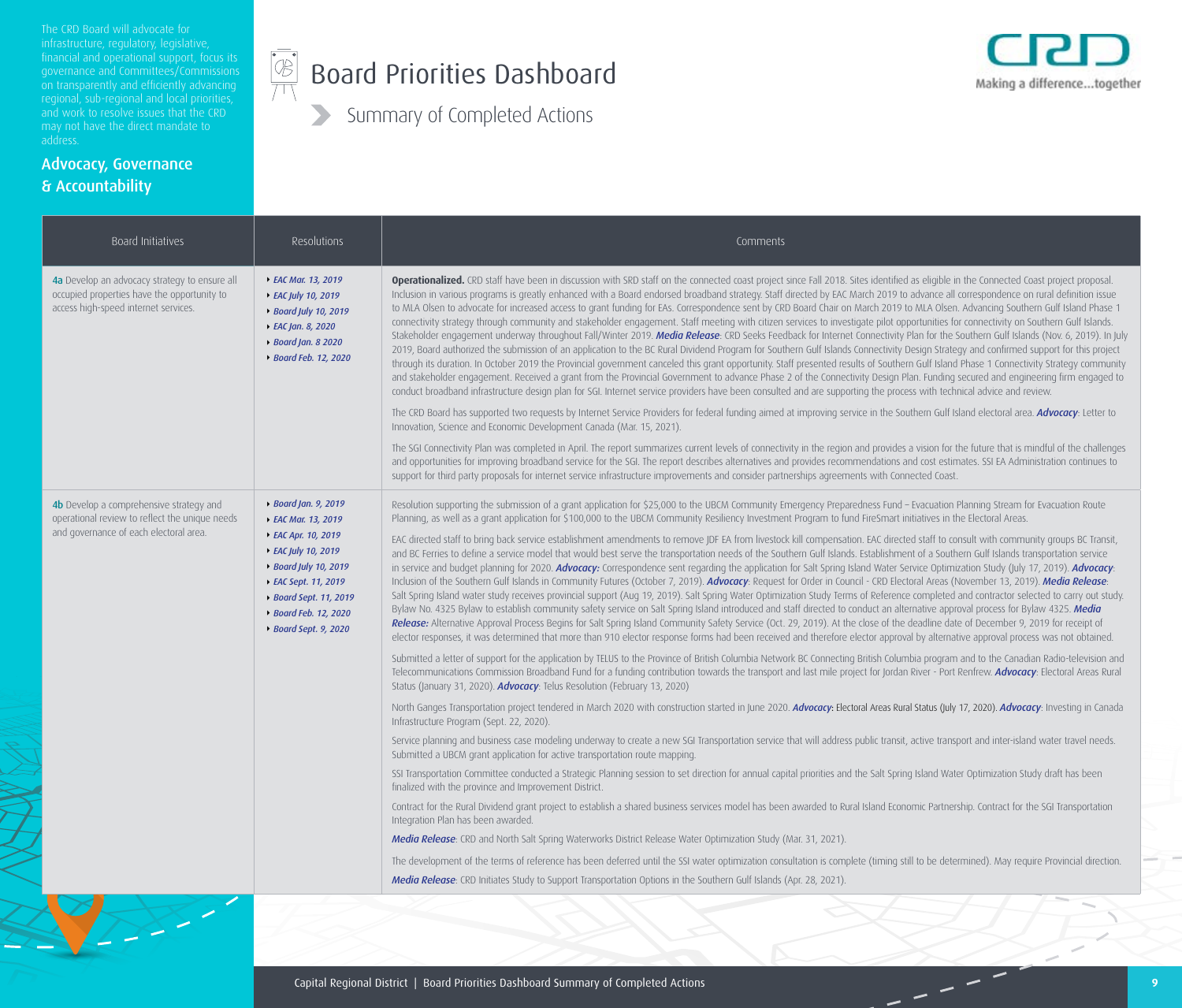The CRD Board will advocate for infrastructure, regulatory, legislative, financial and operational support, focus its governance and Committees/Commissions on transparently and efficiently advancing regional, sub-regional and local priorities, and work to resolve issues that the CRD may not have the direct mandate to address.

## Advocacy, Governance & Accountability

# Board Priorities Dashboard

## Summary of Completed Actions

| Board Initiatives | Resolutions | Comments |
|---|---|---|
| **4a** Develop an advocacy strategy to ensure all occupied properties have the opportunity to access high-speed internet services. | *EAC Mar. 13, 2019*<br>*EAC July 10, 2019*<br>*Board July 10, 2019*<br>*EAC Jan. 8, 2020*<br>*Board Jan. 8 2020*<br>*Board Feb. 12, 2020* | **Operationalized.** CRD staff have been in discussion with SRD staff on the connected coast project since Fall 2018. Sites identified as eligible in the Connected Coast project proposal. Inclusion in various programs is greatly enhanced with a Board endorsed broadband strategy. Staff directed by EAC March 2019 to advance all correspondence on rural definition issue to MLA Olsen to advocate for increased access to grant funding for EAs. Correspondence sent by CRD Board Chair on March 2019 to MLA Olsen. Advancing Southern Gulf Island Phase 1 connectivity strategy through community and stakeholder engagement. Staff meeting with citizen services to investigate pilot opportunities for connectivity on Southern Gulf Islands. Stakeholder engagement underway throughout Fall/Winter 2019. ***Media Release***: CRD Seeks Feedback for Internet Connectivity Plan for the Southern Gulf Islands (Nov. 6, 2019). In July 2019, Board authorized the submission of an application to the BC Rural Dividend Program for Southern Gulf Islands Connectivity Design Strategy and confirmed support for this project through its duration. In October 2019 the Provincial government canceled this grant opportunity. Staff presented results of Southern Gulf Island Phase 1 Connectivity Strategy community and stakeholder engagement. Received a grant from the Provincial Government to advance Phase 2 of the Connectivity Design Plan. Funding secured and engineering firm engaged to conduct broadband infrastructure design plan for SGI. Internet service providers have been consulted and are supporting the process with technical advice and review.<br><br>The CRD Board has supported two requests by Internet Service Providers for federal funding aimed at improving service in the Southern Gulf Island electoral area. ***Advocacy***: Letter to Innovation, Science and Economic Development Canada (Mar. 15, 2021).<br><br>The SGI Connectivity Plan was completed in April. The report summarizes current levels of connectivity in the region and provides a vision for the future that is mindful of the challenges and opportunities for improving broadband service for the SGI. The report describes alternatives and provides recommendations and cost estimates. SSI EA Administration continues to support for third party proposals for internet service infrastructure improvements and consider partnerships agreements with Connected Coast. |
| **4b** Develop a comprehensive strategy and operational review to reflect the unique needs and governance of each electoral area. | *Board Jan. 9, 2019*<br>*EAC Mar. 13, 2019*<br>*EAC Apr. 10, 2019*<br>*EAC July 10, 2019*<br>*Board July 10, 2019*<br>*EAC Sept. 11, 2019*<br>*Board Sept. 11, 2019*<br>*Board Feb. 12, 2020*<br>*Board Sept. 9, 2020* | Resolution supporting the submission of a grant application for $25,000 to the UBCM Community Emergency Preparedness Fund – Evacuation Planning Stream for Evacuation Route Planning, as well as a grant application for $100,000 to the UBCM Community Resiliency Investment Program to fund FireSmart initiatives in the Electoral Areas.<br><br>EAC directed staff to bring back service establishment amendments to remove JDF EA from livestock kill compensation. EAC directed staff to consult with community groups BC Transit, and BC Ferries to define a service model that would best serve the transportation needs of the Southern Gulf Islands. Establishment of a Southern Gulf Islands transportation service in service and budget planning for 2020. ***Advocacy:*** Correspondence sent regarding the application for Salt Spring Island Water Service Optimization Study (July 17, 2019). ***Advocacy***: Inclusion of the Southern Gulf Islands in Community Futures (October 7, 2019). ***Advocacy***: Request for Order in Council - CRD Electoral Areas (November 13, 2019). ***Media Release***: Salt Spring Island water study receives provincial support (Aug 19, 2019). Salt Spring Water Optimization Study Terms of Reference completed and contractor selected to carry out study. Bylaw No. 4325 Bylaw to establish community safety service on Salt Spring Island introduced and staff directed to conduct an alternative approval process for Bylaw 4325. ***Media Release:*** Alternative Approval Process Begins for Salt Spring Island Community Safety Service (Oct. 29, 2019). At the close of the deadline date of December 9, 2019 for receipt of elector responses, it was determined that more than 910 elector response forms had been received and therefore elector approval by alternative approval process was not obtained.<br><br>Submitted a letter of support for the application by TELUS to the Province of British Columbia Network BC Connecting British Columbia program and to the Canadian Radio-television and Telecommunications Commission Broadband Fund for a funding contribution towards the transport and last mile project for Jordan River - Port Renfrew. ***Advocacy***: Electoral Areas Rural Status (January 31, 2020). ***Advocacy***: Telus Resolution (February 13, 2020)<br><br>North Ganges Transportation project tendered in March 2020 with construction started in June 2020. ***Advocacy***: Electoral Areas Rural Status (July 17, 2020). ***Advocacy***: Investing in Canada Infrastructure Program (Sept. 22, 2020).<br><br>Service planning and business case modeling underway to create a new SGI Transportation service that will address public transit, active transport and inter-island water travel needs. Submitted a UBCM grant application for active transportation route mapping.<br><br>SSI Transportation Committee conducted a Strategic Planning session to set direction for annual capital priorities and the Salt Spring Island Water Optimization Study draft has been finalized with the province and Improvement District.<br><br>Contract for the Rural Dividend grant project to establish a shared business services model has been awarded to Rural Island Economic Partnership. Contract for the SGI Transportation Integration Plan has been awarded.<br><br>***Media Release***: CRD and North Salt Spring Waterworks District Release Water Optimization Study (Mar. 31, 2021).<br><br>The development of the terms of reference has been deferred until the SSI water optimization consultation is complete (timing still to be determined). May require Provincial direction.<br><br>***Media Release***: CRD Initiates Study to Support Transportation Options in the Southern Gulf Islands (Apr. 28, 2021). |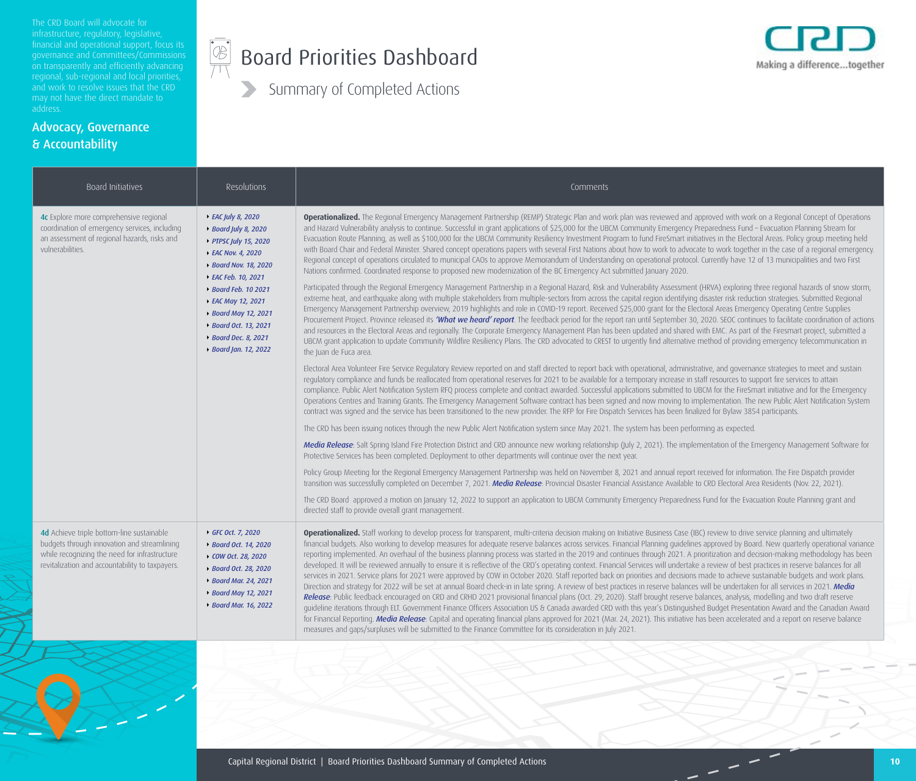The CRD Board will advocate for infrastructure, regulatory, legislative, financial and operational support, focus its governance and Committees/Commissions on transparently and efficiently advancing regional, sub-regional and local priorities, and work to resolve issues that the CRD may not have the direct mandate to address.

## Advocacy, Governance & Accountability

CRD
Making a difference...together

# Board Priorities Dashboard

## Summary of Completed Actions

| Board Initiatives | Resolutions | Comments |
|---|---|---|
| **4c** Explore more comprehensive regional coordination of emergency services, including an assessment of regional hazards, risks and vulnerabilities. | *EAC July 8, 2020*<br>*Board July 8, 2020*<br>*PTPSC July 15, 2020*<br>*EAC Nov. 4, 2020*<br>*Board Nov. 18, 2020*<br>*EAC Feb. 10, 2021*<br>*Board Feb. 10 2021*<br>*EAC May 12, 2021*<br>*Board May 12, 2021*<br>*Board Oct. 13, 2021*<br>*Board Dec. 8, 2021*<br>*Board Jan. 12, 2022* | **Operationalized.** The Regional Emergency Management Partnership (REMP) Strategic Plan and work plan was reviewed and approved with work on a Regional Concept of Operations and Hazard Vulnerability analysis to continue. Successful in grant applications of $25,000 for the UBCM Community Emergency Preparedness Fund – Evacuation Planning Stream for Evacuation Route Planning, as well as $100,000 for the UBCM Community Resiliency Investment Program to fund FireSmart initiatives in the Electoral Areas. Policy group meeting held with Board Chair and Federal Minister. Shared concept operations papers with several First Nations about how to work to advocate to work together in the case of a regional emergency. Regional concept of operations circulated to municipal CAOs to approve Memorandum of Understanding on operational protocol. Currently have 12 of 13 municipalities and two First Nations confirmed. Coordinated response to proposed new modernization of the BC Emergency Act submitted January 2020.<br><br>Participated through the Regional Emergency Management Partnership in a Regional Hazard, Risk and Vulnerability Assessment (HRVA) exploring three regional hazards of snow storm, extreme heat, and earthquake along with multiple stakeholders from multiple-sectors from across the capital region identifying disaster risk reduction strategies. Submitted Regional Emergency Management Partnership overview, 2019 highlights and role in COVID-19 report. Received $25,000 grant for the Electoral Areas Emergency Operating Centre Supplies Procurement Project. Province released its ***'What we heard' report***. The feedback period for the report ran until September 30, 2020. SEOC continues to facilitate coordination of actions and resources in the Electoral Areas and regionally. The Corporate Emergency Management Plan has been updated and shared with EMC. As part of the Firesmart project, submitted a UBCM grant application to update Community Wildfire Resiliency Plans. The CRD advocated to CREST to urgently find alternative method of providing emergency telecommunication in the Juan de Fuca area.<br><br>Electoral Area Volunteer Fire Service Regulatory Review reported on and staff directed to report back with operational, administrative, and governance strategies to meet and sustain regulatory compliance and funds be reallocated from operational reserves for 2021 to be available for a temporary increase in staff resources to support fire services to attain compliance. Public Alert Notification System RFQ process complete and contract awarded. Successful applications submitted to UBCM for the FireSmart initiative and for the Emergency Operations Centres and Training Grants. The Emergency Management Software contract has been signed and now moving to implementation. The new Public Alert Notification System contract was signed and the service has been transitioned to the new provider. The RFP for Fire Dispatch Services has been finalized for Bylaw 3854 participants.<br><br>The CRD has been issuing notices through the new Public Alert Notification system since May 2021. The system has been performing as expected.<br><br>***Media Release***: Salt Spring Island Fire Protection District and CRD announce new working relationship (July 2, 2021). The implementation of the Emergency Management Software for Protective Services has been completed. Deployment to other departments will continue over the next year.<br><br>Policy Group Meeting for the Regional Emergency Management Partnership was held on November 8, 2021 and annual report received for information. The Fire Dispatch provider transition was successfully completed on December 7, 2021. ***Media Release***: Provincial Disaster Financial Assistance Available to CRD Electoral Area Residents (Nov. 22, 2021).<br><br>The CRD Board approved a motion on January 12, 2022 to support an application to UBCM Community Emergency Preparedness Fund for the Evacuation Route Planning grant and directed staff to provide overall grant management. |
| **4d** Achieve triple bottom-line sustainable budgets through innovation and streamlining while recognizing the need for infrastructure revitalization and accountability to taxpayers. | *GFC Oct. 7, 2020*<br>*Board Oct. 14, 2020*<br>*COW Oct. 28, 2020*<br>*Board Oct. 28, 2020*<br>*Board Mar. 24, 2021*<br>*Board May 12, 2021*<br>*Board Mar. 16, 2022* | **Operationalized.** Staff working to develop process for transparent, multi-criteria decision making on Initiative Business Case (IBC) review to drive service planning and ultimately financial budgets. Also working to develop measures for adequate reserve balances across services. Financial Planning guidelines approved by Board. New quarterly operational variance reporting implemented. An overhaul of the business planning process was started in the 2019 and continues through 2021. A prioritization and decision-making methodology has been developed. It will be reviewed annually to ensure it is reflective of the CRD's operating context. Financial Services will undertake a review of best practices in reserve balances for all services in 2021. Service plans for 2021 were approved by COW in October 2020. Staff reported back on priorities and decisions made to achieve sustainable budgets and work plans. Direction and strategy for 2022 will be set at annual Board check-in in late spring. A review of best practices in reserve balances will be undertaken for all services in 2021. ***Media Release***: Public feedback encouraged on CRD and CRHD 2021 provisional financial plans (Oct. 29, 2020). Staff brought reserve balances, analysis, modelling and two draft reserve guideline iterations through ELT. Government Finance Officers Association US & Canada awarded CRD with this year's Distinguished Budget Presentation Award and the Canadian Award for Financial Reporting. ***Media Release***: Capital and operating financial plans approved for 2021 (Mar. 24, 2021). This initiative has been accelerated and a report on reserve balance measures and gaps/surpluses will be submitted to the Finance Committee for its consideration in July 2021. |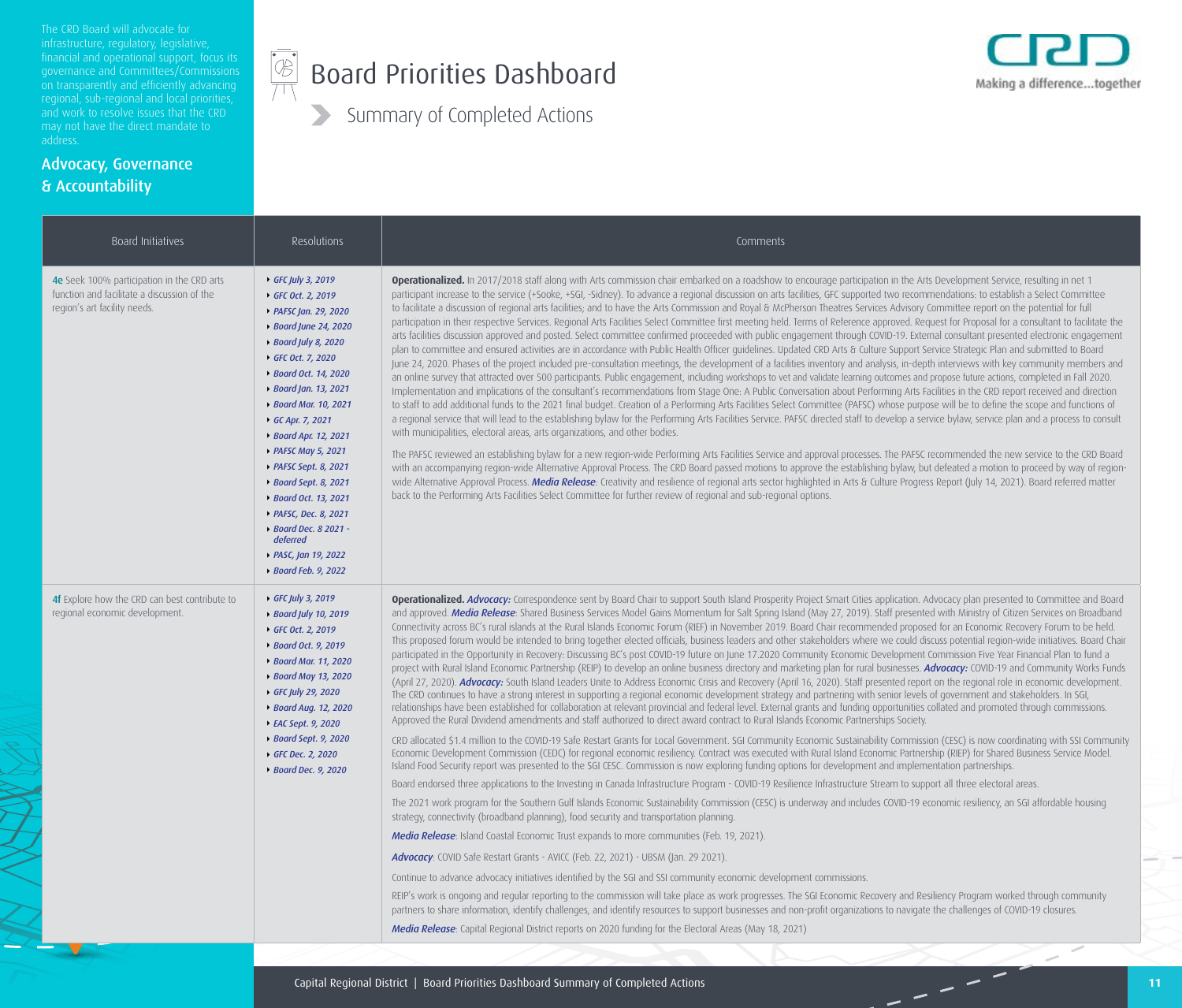The CRD Board will advocate for infrastructure, regulatory, legislative, financial and operational support, focus its governance and Committees/Commissions on transparently and efficiently advancing regional, sub-regional and local priorities, and work to resolve issues that the CRD may not have the direct mandate to address.

## Advocacy, Governance & Accountability

# Board Priorities Dashboard

## Summary of Completed Actions

| Board Initiatives | Resolutions | Comments |
|---|---|---|
| **4e** Seek 100% participation in the CRD arts function and facilitate a discussion of the region's art facility needs. | *GFC July 3, 2019*<br>*GFC Oct. 2, 2019*<br>*PAFSC Jan. 29, 2020*<br>*Board June 24, 2020*<br>*Board July 8, 2020*<br>*GFC Oct. 7, 2020*<br>*Board Oct. 14, 2020*<br>*Board Jan. 13, 2021*<br>*Board Mar. 10, 2021*<br>*GC Apr. 7, 2021*<br>*Board Apr. 12, 2021*<br>*PAFSC May 5, 2021*<br>*PAFSC Sept. 8, 2021*<br>*Board Sept. 8, 2021*<br>*Board Oct. 13, 2021*<br>*PAFSC, Dec. 8, 2021*<br>*Board Dec. 8 2021 - deferred*<br>*PASC, Jan 19, 2022*<br>*Board Feb. 9, 2022* | **Operationalized.** In 2017/2018 staff along with Arts commission chair embarked on a roadshow to encourage participation in the Arts Development Service, resulting in net 1 participant increase to the service (+Sooke, +SGI, -Sidney). To advance a regional discussion on arts facilities, GFC supported two recommendations: to establish a Select Committee to facilitate a discussion of regional arts facilities; and to have the Arts Commission and Royal & McPherson Theatres Services Advisory Committee report on the potential for full participation in their respective Services. Regional Arts Facilities Select Committee first meeting held. Terms of Reference approved. Request for Proposal for a consultant to facilitate the arts facilities discussion approved and posted. Select committee confirmed proceeded with public engagement through COVID-19. External consultant presented electronic engagement plan to committee and ensured activities are in accordance with Public Health Officer guidelines. Updated CRD Arts & Culture Support Service Strategic Plan and submitted to Board June 24, 2020. Phases of the project included pre-consultation meetings, the development of a facilities inventory and analysis, in-depth interviews with key community members and an online survey that attracted over 500 participants. Public engagement, including workshops to vet and validate learning outcomes and propose future actions, completed in Fall 2020. Implementation and implications of the consultant's recommendations from Stage One: A Public Conversation about Performing Arts Facilities in the CRD report received and direction to staff to add additional funds to the 2021 final budget. Creation of a Performing Arts Facilities Select Committee (PAFSC) whose purpose will be to define the scope and functions of a regional service that will lead to the establishing bylaw for the Performing Arts Facilities Service. PAFSC directed staff to develop a service bylaw, service plan and a process to consult with municipalities, electoral areas, arts organizations, and other bodies.<br><br>The PAFSC reviewed an establishing bylaw for a new region-wide Performing Arts Facilities Service and approval processes. The PAFSC recommended the new service to the CRD Board with an accompanying region-wide Alternative Approval Process. The CRD Board passed motions to approve the establishing bylaw, but defeated a motion to proceed by way of region-wide Alternative Approval Process. ***Media Release***: Creativity and resilience of regional arts sector highlighted in Arts & Culture Progress Report (July 14, 2021). Board referred matter back to the Performing Arts Facilities Select Committee for further review of regional and sub-regional options. |
| **4f** Explore how the CRD can best contribute to regional economic development. | *GFC July 3, 2019*<br>*Board July 10, 2019*<br>*GFC Oct. 2, 2019*<br>*Board Oct. 9, 2019*<br>*Board Mar. 11, 2020*<br>*Board May 13, 2020*<br>*GFC July 29, 2020*<br>*Board Aug. 12, 2020*<br>*EAC Sept. 9, 2020*<br>*Board Sept. 9, 2020*<br>*GFC Dec. 2, 2020*<br>*Board Dec. 9, 2020* | **Operationalized.** ***Advocacy:*** Correspondence sent by Board Chair to support South Island Prosperity Project Smart Cities application. Advocacy plan presented to Committee and Board and approved. ***Media Release***: Shared Business Services Model Gains Momentum for Salt Spring Island (May 27, 2019). Staff presented with Ministry of Citizen Services on Broadband Connectivity across BC's rural islands at the Rural Islands Economic Forum (RIEF) in November 2019. Board Chair recommended proposed for an Economic Recovery Forum to be held. This proposed forum would be intended to bring together elected officials, business leaders and other stakeholders where we could discuss potential region-wide initiatives. Board Chair participated in the Opportunity in Recovery: Discussing BC's post COVID-19 future on June 17.2020 Community Economic Development Commission Five Year Financial Plan to fund a project with Rural Island Economic Partnership (REIP) to develop an online business directory and marketing plan for rural businesses. ***Advocacy:*** COVID-19 and Community Works Funds (April 27, 2020). ***Advocacy:*** South Island Leaders Unite to Address Economic Crisis and Recovery (April 16, 2020). Staff presented report on the regional role in economic development. The CRD continues to have a strong interest in supporting a regional economic development strategy and partnering with senior levels of government and stakeholders. In SGI, relationships have been established for collaboration at relevant provincial and federal level. External grants and funding opportunities collated and promoted through commissions. Approved the Rural Dividend amendments and staff authorized to direct award contract to Rural Islands Economic Partnerships Society.<br><br>CRD allocated $1.4 million to the COVID-19 Safe Restart Grants for Local Government. SGI Community Economic Sustainability Commission (CESC) is now coordinating with SSI Community Economic Development Commission (CEDC) for regional economic resiliency. Contract was executed with Rural Island Economic Partnership (RIEP) for Shared Business Service Model. Island Food Security report was presented to the SGI CESC. Commission is now exploring funding options for development and implementation partnerships.<br><br>Board endorsed three applications to the Investing in Canada Infrastructure Program - COVID-19 Resilience Infrastructure Stream to support all three electoral areas.<br><br>The 2021 work program for the Southern Gulf Islands Economic Sustainability Commission (CESC) is underway and includes COVID-19 economic resiliency, an SGI affordable housing strategy, connectivity (broadband planning), food security and transportation planning.<br><br>***Media Release***: Island Coastal Economic Trust expands to more communities (Feb. 19, 2021).<br><br>***Advocacy***: COVID Safe Restart Grants - AVICC (Feb. 22, 2021) - UBSM (Jan. 29 2021).<br><br>Continue to advance advocacy initiatives identified by the SGI and SSI community economic development commissions.<br><br>REIP's work is ongoing and regular reporting to the commission will take place as work progresses. The SGI Economic Recovery and Resiliency Program worked through community partners to share information, identify challenges, and identify resources to support businesses and non-profit organizations to navigate the challenges of COVID-19 closures.<br><br>***Media Release***: Capital Regional District reports on 2020 funding for the Electoral Areas (May 18, 2021) |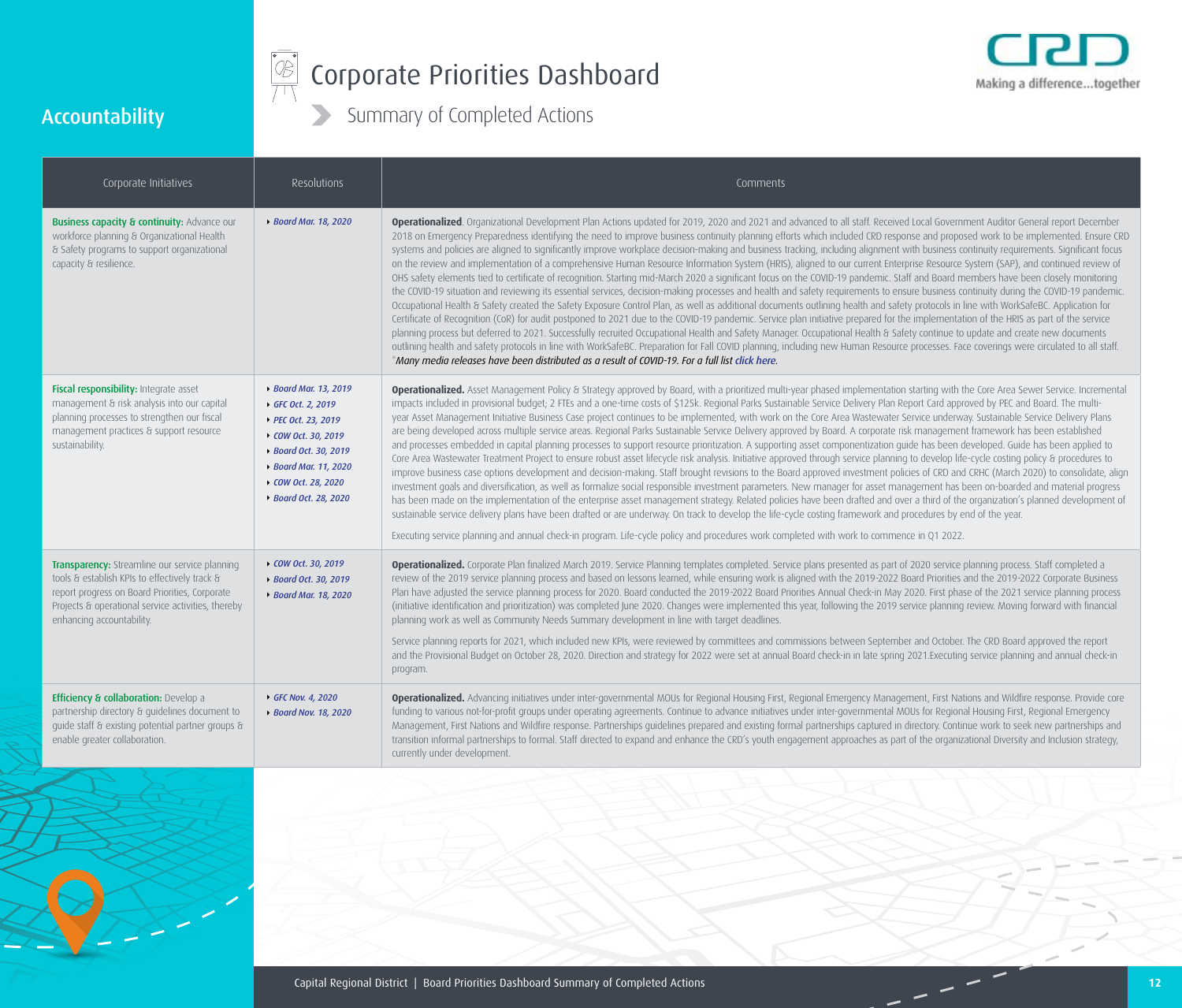## Accountability

# Corporate Priorities Dashboard

## Summary of Completed Actions

| Corporate Initiatives | Resolutions | Comments |
| --- | --- | --- |
| **Business capacity & continuity:** Advance our workforce planning & Organizational Health & Safety programs to support organizational capacity & resilience. | *Board Mar. 18, 2020* | **Operationalized**. Organizational Development Plan Actions updated for 2019, 2020 and 2021 and advanced to all staff. Received Local Government Auditor General report December 2018 on Emergency Preparedness identifying the need to improve business continuity planning efforts which included CRD response and proposed work to be implemented. Ensure CRD systems and policies are aligned to significantly improve workplace decision-making and business tracking, including alignment with business continuity requirements. Significant focus on the review and implementation of a comprehensive Human Resource Information System (HRIS), aligned to our current Enterprise Resource System (SAP), and continued review of OHS safety elements tied to certificate of recognition. Starting mid-March 2020 a significant focus on the COVID-19 pandemic. Staff and Board members have been closely monitoring the COVID-19 situation and reviewing its essential services, decision-making processes and health and safety requirements to ensure business continuity during the COVID-19 pandemic. Occupational Health & Safety created the Safety Exposure Control Plan, as well as additional documents outlining health and safety protocols in line with WorkSafeBC. Application for Certificate of Recognition (CoR) for audit postponed to 2021 due to the COVID-19 pandemic. Service plan initiative prepared for the implementation of the HRIS as part of the service planning process but deferred to 2021. Successfully recruited Occupational Health and Safety Manager. Occupational Health & Safety continue to update and create new documents outlining health and safety protocols in line with WorkSafeBC. Preparation for Fall COVID planning, including new Human Resource processes. Face coverings were circulated to all staff. *\*Many media releases have been distributed as a result of COVID-19. For a full list click here.* |
| **Fiscal responsibility:** Integrate asset management & risk analysis into our capital planning processes to strengthen our fiscal management practices & support resource sustainability. | *Board Mar. 13, 2019*<br>*GFC Oct. 2, 2019*<br>*PEC Oct. 23, 2019*<br>*COW Oct. 30, 2019*<br>*Board Oct. 30, 2019*<br>*Board Mar. 11, 2020*<br>*COW Oct. 28, 2020*<br>*Board Oct. 28, 2020* | **Operationalized.** Asset Management Policy & Strategy approved by Board, with a prioritized multi-year phased implementation starting with the Core Area Sewer Service. Incremental impacts included in provisional budget; 2 FTEs and a one-time costs of $125k. Regional Parks Sustainable Service Delivery Plan Report Card approved by PEC and Board. The multi-year Asset Management Initiative Business Case project continues to be implemented, with work on the Core Area Wastewater Service underway. Sustainable Service Delivery Plans are being developed across multiple service areas. Regional Parks Sustainable Service Delivery approved by Board. A corporate risk management framework has been established and processes embedded in capital planning processes to support resource prioritization. A supporting asset componentization guide has been developed. Guide has been applied to Core Area Wastewater Treatment Project to ensure robust asset lifecycle risk analysis. Initiative approved through service planning to develop life-cycle costing policy & procedures to improve business case options development and decision-making. Staff brought revisions to the Board approved investment policies of CRD and CRHC (March 2020) to consolidate, align investment goals and diversification, as well as formalize social responsible investment parameters. New manager for asset management has been on-boarded and material progress has been made on the implementation of the enterprise asset management strategy. Related policies have been drafted and over a third of the organization's planned development of sustainable service delivery plans have been drafted or are underway. On track to develop the life-cycle costing framework and procedures by end of the year.<br><br>Executing service planning and annual check-in program. Life-cycle policy and procedures work completed with work to commence in Q1 2022. |
| **Transparency:** Streamline our service planning tools & establish KPIs to effectively track & report progress on Board Priorities, Corporate Projects & operational service activities, thereby enhancing accountability. | *COW Oct. 30, 2019*<br>*Board Oct. 30, 2019*<br>*Board Mar. 18, 2020* | **Operationalized.** Corporate Plan finalized March 2019. Service Planning templates completed. Service plans presented as part of 2020 service planning process. Staff completed a review of the 2019 service planning process and based on lessons learned, while ensuring work is aligned with the 2019-2022 Board Priorities and the 2019-2022 Corporate Business Plan have adjusted the service planning process for 2020. Board conducted the 2019-2022 Board Priorities Annual Check-in May 2020. First phase of the 2021 service planning process (initiative identification and prioritization) was completed June 2020. Changes were implemented this year, following the 2019 service planning review. Moving forward with financial planning work as well as Community Needs Summary development in line with target deadlines.<br><br>Service planning reports for 2021, which included new KPIs, were reviewed by committees and commissions between September and October. The CRD Board approved the report and the Provisional Budget on October 28, 2020. Direction and strategy for 2022 were set at annual Board check-in in late spring 2021.Executing service planning and annual check-in program. |
| **Efficiency & collaboration:** Develop a partnership directory & guidelines document to guide staff & existing potential partner groups & enable greater collaboration. | *GFC Nov. 4, 2020*<br>*Board Nov. 18, 2020* | **Operationalized.** Advancing initiatives under inter-governmental MOUs for Regional Housing First, Regional Emergency Management, First Nations and Wildfire response. Provide core funding to various not-for-profit groups under operating agreements. Continue to advance initiatives under inter-governmental MOUs for Regional Housing First, Regional Emergency Management, First Nations and Wildfire response. Partnerships guidelines prepared and existing formal partnerships captured in directory. Continue work to seek new partnerships and transition informal partnerships to formal. Staff directed to expand and enhance the CRD's youth engagement approaches as part of the organizational Diversity and Inclusion strategy, currently under development. |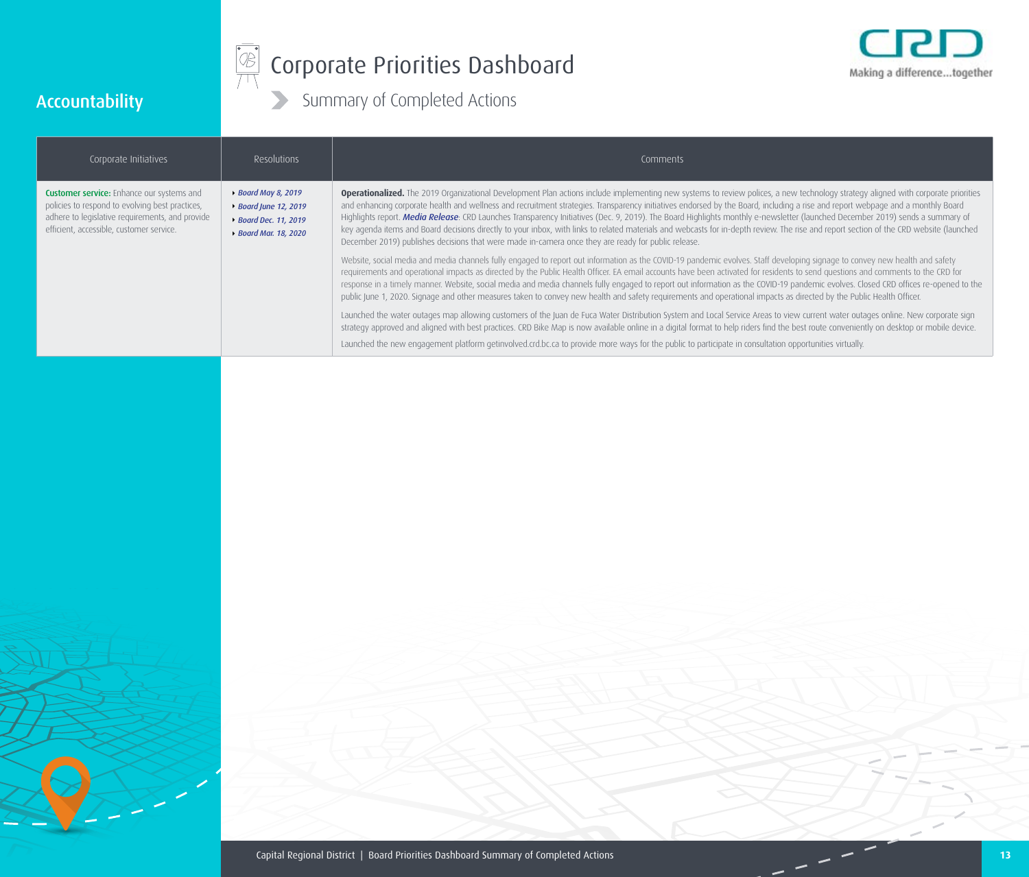## Accountability

# Corporate Priorities Dashboard

## Summary of Completed Actions

| Corporate Initiatives | Resolutions | Comments |
|---|---|---|
| **Customer service:** Enhance our systems and policies to respond to evolving best practices, adhere to legislative requirements, and provide efficient, accessible, customer service. | *Board May 8, 2019*<br>*Board June 12, 2019*<br>*Board Dec. 11, 2019*<br>*Board Mar. 18, 2020* | **Operationalized.** The 2019 Organizational Development Plan actions include implementing new systems to review polices, a new technology strategy aligned with corporate priorities and enhancing corporate health and wellness and recruitment strategies. Transparency initiatives endorsed by the Board, including a rise and report webpage and a monthly Board Highlights report. ***Media Release***: CRD Launches Transparency Initiatives (Dec. 9, 2019). The Board Highlights monthly e-newsletter (launched December 2019) sends a summary of key agenda items and Board decisions directly to your inbox, with links to related materials and webcasts for in-depth review. The rise and report section of the CRD website (launched December 2019) publishes decisions that were made in-camera once they are ready for public release.<br><br>Website, social media and media channels fully engaged to report out information as the COVID-19 pandemic evolves. Staff developing signage to convey new health and safety requirements and operational impacts as directed by the Public Health Officer. EA email accounts have been activated for residents to send questions and comments to the CRD for response in a timely manner. Website, social media and media channels fully engaged to report out information as the COVID-19 pandemic evolves. Closed CRD offices re-opened to the public June 1, 2020. Signage and other measures taken to convey new health and safety requirements and operational impacts as directed by the Public Health Officer.<br><br>Launched the water outages map allowing customers of the Juan de Fuca Water Distribution System and Local Service Areas to view current water outages online. New corporate sign strategy approved and aligned with best practices. CRD Bike Map is now available online in a digital format to help riders find the best route conveniently on desktop or mobile device.<br><br>Launched the new engagement platform getinvolved.crd.bc.ca to provide more ways for the public to participate in consultation opportunities virtually. |